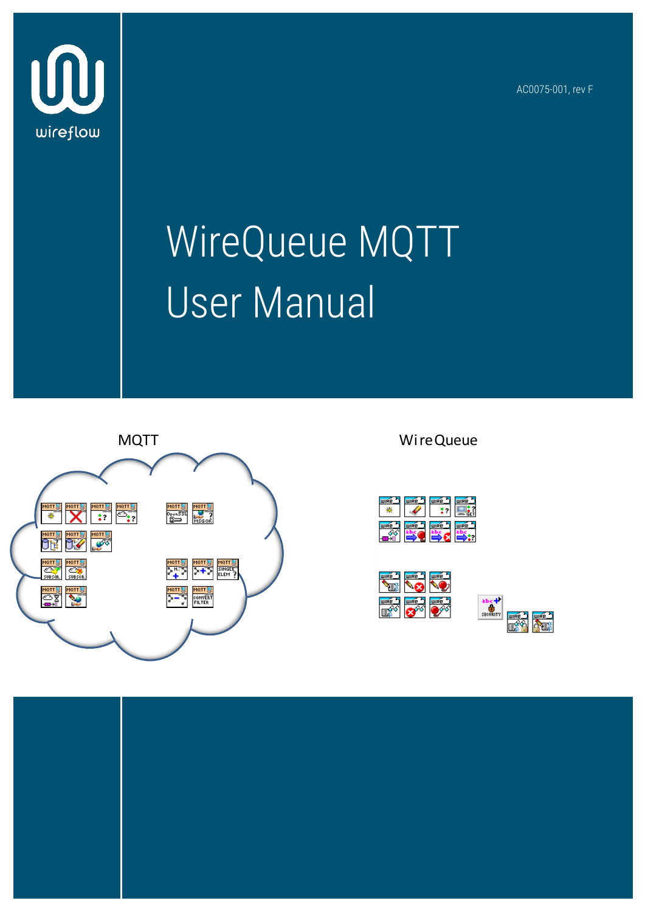wireflow

AC0075-001, rev F

# WireQueue MQTT User Manual

MQTT

WireQueue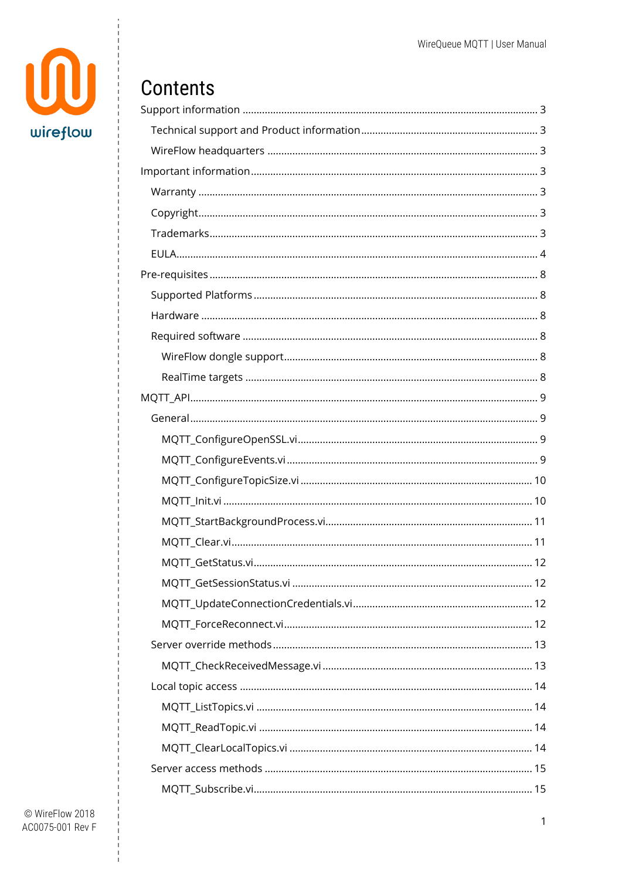# Contents

- Support information ... 3
  - Technical support and Product information ... 3
  - WireFlow headquarters ... 3
- Important information ... 3
  - Warranty ... 3
  - Copyright ... 3
  - Trademarks ... 3
  - EULA ... 4
- Pre-requisites ... 8
  - Supported Platforms ... 8
  - Hardware ... 8
  - Required software ... 8
    - WireFlow dongle support ... 8
    - RealTime targets ... 8
- MQTT_API ... 9
  - General ... 9
    - MQTT_ConfigureOpenSSL.vi ... 9
    - MQTT_ConfigureEvents.vi ... 9
    - MQTT_ConfigureTopicSize.vi ... 10
    - MQTT_Init.vi ... 10
    - MQTT_StartBackgroundProcess.vi ... 11
    - MQTT_Clear.vi ... 11
    - MQTT_GetStatus.vi ... 12
    - MQTT_GetSessionStatus.vi ... 12
    - MQTT_UpdateConnectionCredentials.vi ... 12
    - MQTT_ForceReconnect.vi ... 12
  - Server override methods ... 13
    - MQTT_CheckReceivedMessage.vi ... 13
  - Local topic access ... 14
    - MQTT_ListTopics.vi ... 14
    - MQTT_ReadTopic.vi ... 14
    - MQTT_ClearLocalTopics.vi ... 14
  - Server access methods ... 15
    - MQTT_Subscribe.vi ... 15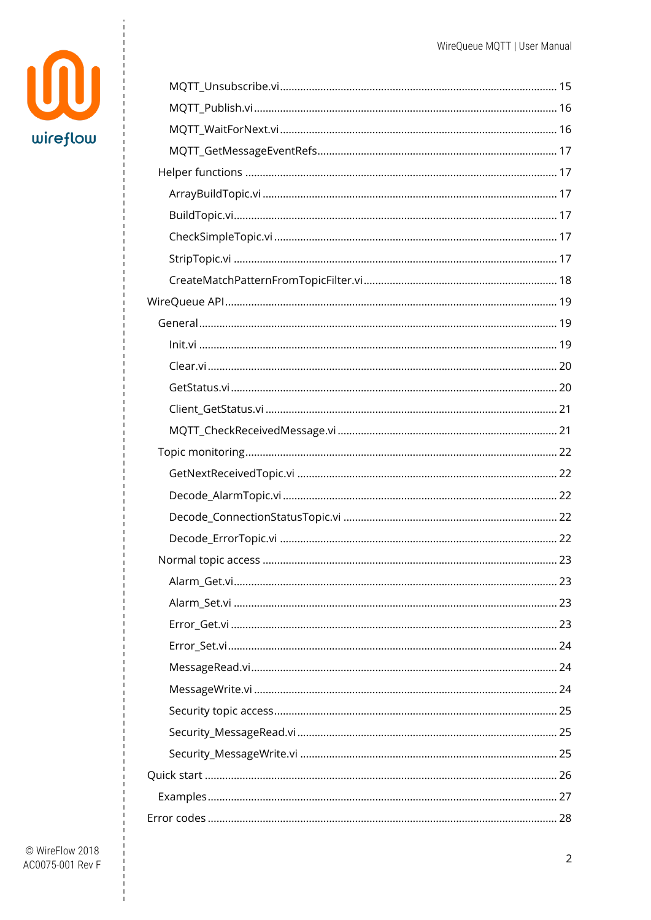- MQTT_Unsubscribe.vi ..... 15
- MQTT_Publish.vi ..... 16
- MQTT_WaitForNext.vi ..... 16
- MQTT_GetMessageEventRefs ..... 17
- Helper functions ..... 17
  - ArrayBuildTopic.vi ..... 17
  - BuildTopic.vi ..... 17
  - CheckSimpleTopic.vi ..... 17
  - StripTopic.vi ..... 17
  - CreateMatchPatternFromTopicFilter.vi ..... 18

WireQueue API ..... 19

- General ..... 19
  - Init.vi ..... 19
  - Clear.vi ..... 20
  - GetStatus.vi ..... 20
  - Client_GetStatus.vi ..... 21
  - MQTT_CheckReceivedMessage.vi ..... 21
- Topic monitoring ..... 22
  - GetNextReceivedTopic.vi ..... 22
  - Decode_AlarmTopic.vi ..... 22
  - Decode_ConnectionStatusTopic.vi ..... 22
  - Decode_ErrorTopic.vi ..... 22
- Normal topic access ..... 23
  - Alarm_Get.vi ..... 23
  - Alarm_Set.vi ..... 23
  - Error_Get.vi ..... 23
  - Error_Set.vi ..... 24
  - MessageRead.vi ..... 24
  - MessageWrite.vi ..... 24
  - Security topic access ..... 25
  - Security_MessageRead.vi ..... 25
  - Security_MessageWrite.vi ..... 25

Quick start ..... 26

- Examples ..... 27

Error codes ..... 28

© WireFlow 2018
AC0075-001 Rev F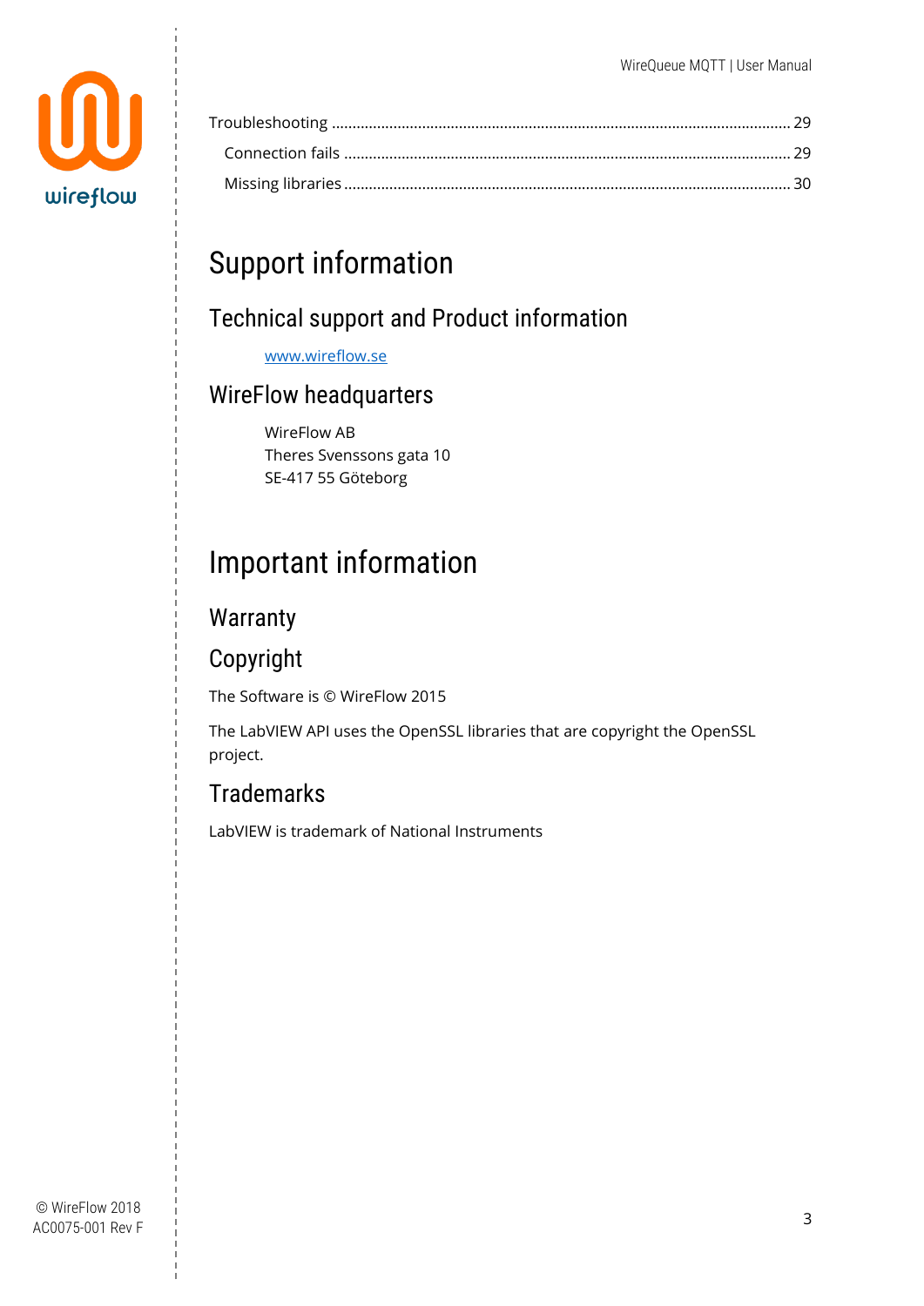Troubleshooting ........................................................................................................ 29

Connection fails ........................................................................................................ 29

Missing libraries ........................................................................................................ 30

# Support information

## Technical support and Product information

www.wireflow.se

## WireFlow headquarters

WireFlow AB
Theres Svenssons gata 10
SE-417 55 Göteborg

# Important information

## Warranty

## Copyright

The Software is © WireFlow 2015

The LabVIEW API uses the OpenSSL libraries that are copyright the OpenSSL project.

## Trademarks

LabVIEW is trademark of National Instruments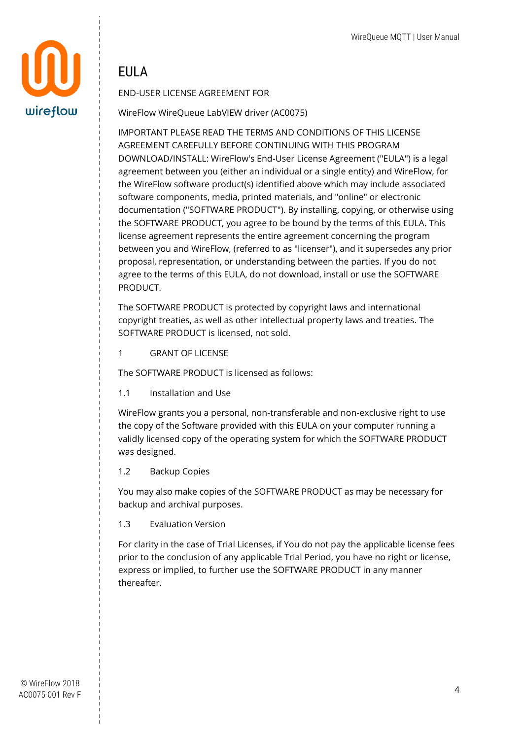# EULA

END-USER LICENSE AGREEMENT FOR

WireFlow WireQueue LabVIEW driver (AC0075)

IMPORTANT PLEASE READ THE TERMS AND CONDITIONS OF THIS LICENSE AGREEMENT CAREFULLY BEFORE CONTINUING WITH THIS PROGRAM DOWNLOAD/INSTALL: WireFlow's End-User License Agreement ("EULA") is a legal agreement between you (either an individual or a single entity) and WireFlow, for the WireFlow software product(s) identified above which may include associated software components, media, printed materials, and "online" or electronic documentation ("SOFTWARE PRODUCT"). By installing, copying, or otherwise using the SOFTWARE PRODUCT, you agree to be bound by the terms of this EULA. This license agreement represents the entire agreement concerning the program between you and WireFlow, (referred to as "licenser"), and it supersedes any prior proposal, representation, or understanding between the parties. If you do not agree to the terms of this EULA, do not download, install or use the SOFTWARE PRODUCT.

The SOFTWARE PRODUCT is protected by copyright laws and international copyright treaties, as well as other intellectual property laws and treaties. The SOFTWARE PRODUCT is licensed, not sold.

1 GRANT OF LICENSE

The SOFTWARE PRODUCT is licensed as follows:

1.1 Installation and Use

WireFlow grants you a personal, non-transferable and non-exclusive right to use the copy of the Software provided with this EULA on your computer running a validly licensed copy of the operating system for which the SOFTWARE PRODUCT was designed.

1.2 Backup Copies

You may also make copies of the SOFTWARE PRODUCT as may be necessary for backup and archival purposes.

1.3 Evaluation Version

For clarity in the case of Trial Licenses, if You do not pay the applicable license fees prior to the conclusion of any applicable Trial Period, you have no right or license, express or implied, to further use the SOFTWARE PRODUCT in any manner thereafter.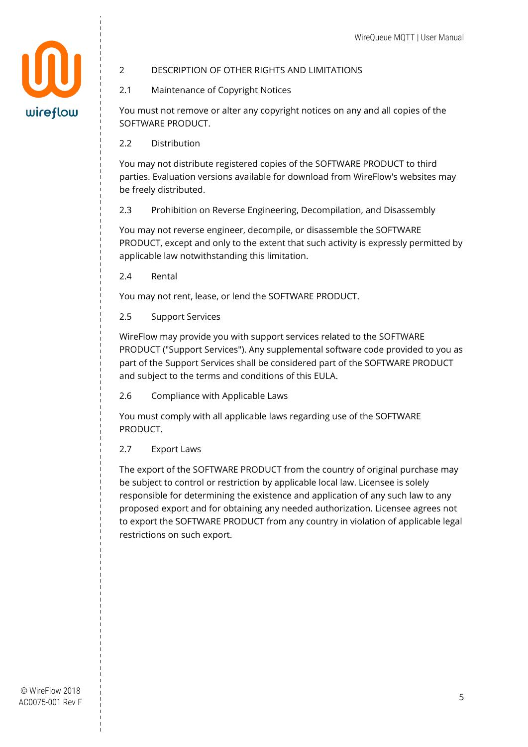## 2 DESCRIPTION OF OTHER RIGHTS AND LIMITATIONS

### 2.1 Maintenance of Copyright Notices

You must not remove or alter any copyright notices on any and all copies of the SOFTWARE PRODUCT.

### 2.2 Distribution

You may not distribute registered copies of the SOFTWARE PRODUCT to third parties. Evaluation versions available for download from WireFlow's websites may be freely distributed.

### 2.3 Prohibition on Reverse Engineering, Decompilation, and Disassembly

You may not reverse engineer, decompile, or disassemble the SOFTWARE PRODUCT, except and only to the extent that such activity is expressly permitted by applicable law notwithstanding this limitation.

### 2.4 Rental

You may not rent, lease, or lend the SOFTWARE PRODUCT.

### 2.5 Support Services

WireFlow may provide you with support services related to the SOFTWARE PRODUCT ("Support Services"). Any supplemental software code provided to you as part of the Support Services shall be considered part of the SOFTWARE PRODUCT and subject to the terms and conditions of this EULA.

### 2.6 Compliance with Applicable Laws

You must comply with all applicable laws regarding use of the SOFTWARE PRODUCT.

### 2.7 Export Laws

The export of the SOFTWARE PRODUCT from the country of original purchase may be subject to control or restriction by applicable local law. Licensee is solely responsible for determining the existence and application of any such law to any proposed export and for obtaining any needed authorization. Licensee agrees not to export the SOFTWARE PRODUCT from any country in violation of applicable legal restrictions on such export.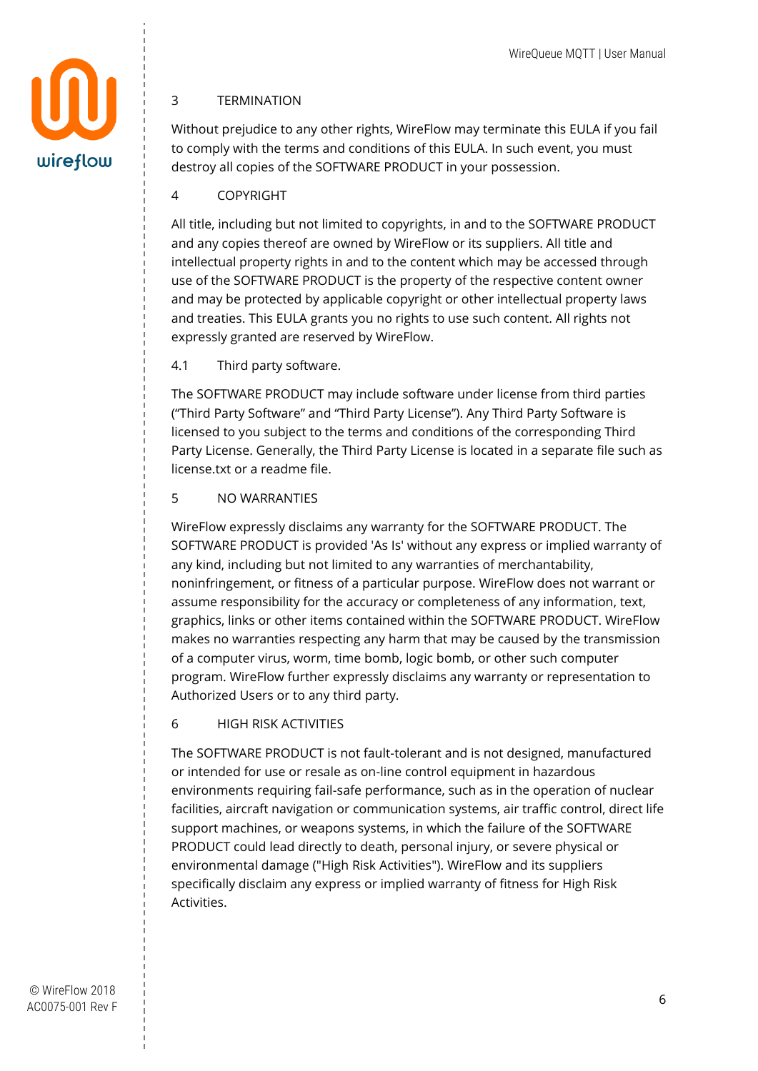## 3 TERMINATION

Without prejudice to any other rights, WireFlow may terminate this EULA if you fail to comply with the terms and conditions of this EULA. In such event, you must destroy all copies of the SOFTWARE PRODUCT in your possession.

## 4 COPYRIGHT

All title, including but not limited to copyrights, in and to the SOFTWARE PRODUCT and any copies thereof are owned by WireFlow or its suppliers. All title and intellectual property rights in and to the content which may be accessed through use of the SOFTWARE PRODUCT is the property of the respective content owner and may be protected by applicable copyright or other intellectual property laws and treaties. This EULA grants you no rights to use such content. All rights not expressly granted are reserved by WireFlow.

### 4.1 Third party software.

The SOFTWARE PRODUCT may include software under license from third parties ("Third Party Software" and "Third Party License"). Any Third Party Software is licensed to you subject to the terms and conditions of the corresponding Third Party License. Generally, the Third Party License is located in a separate file such as license.txt or a readme file.

## 5 NO WARRANTIES

WireFlow expressly disclaims any warranty for the SOFTWARE PRODUCT. The SOFTWARE PRODUCT is provided 'As Is' without any express or implied warranty of any kind, including but not limited to any warranties of merchantability, noninfringement, or fitness of a particular purpose. WireFlow does not warrant or assume responsibility for the accuracy or completeness of any information, text, graphics, links or other items contained within the SOFTWARE PRODUCT. WireFlow makes no warranties respecting any harm that may be caused by the transmission of a computer virus, worm, time bomb, logic bomb, or other such computer program. WireFlow further expressly disclaims any warranty or representation to Authorized Users or to any third party.

## 6 HIGH RISK ACTIVITIES

The SOFTWARE PRODUCT is not fault-tolerant and is not designed, manufactured or intended for use or resale as on-line control equipment in hazardous environments requiring fail-safe performance, such as in the operation of nuclear facilities, aircraft navigation or communication systems, air traffic control, direct life support machines, or weapons systems, in which the failure of the SOFTWARE PRODUCT could lead directly to death, personal injury, or severe physical or environmental damage ("High Risk Activities"). WireFlow and its suppliers specifically disclaim any express or implied warranty of fitness for High Risk Activities.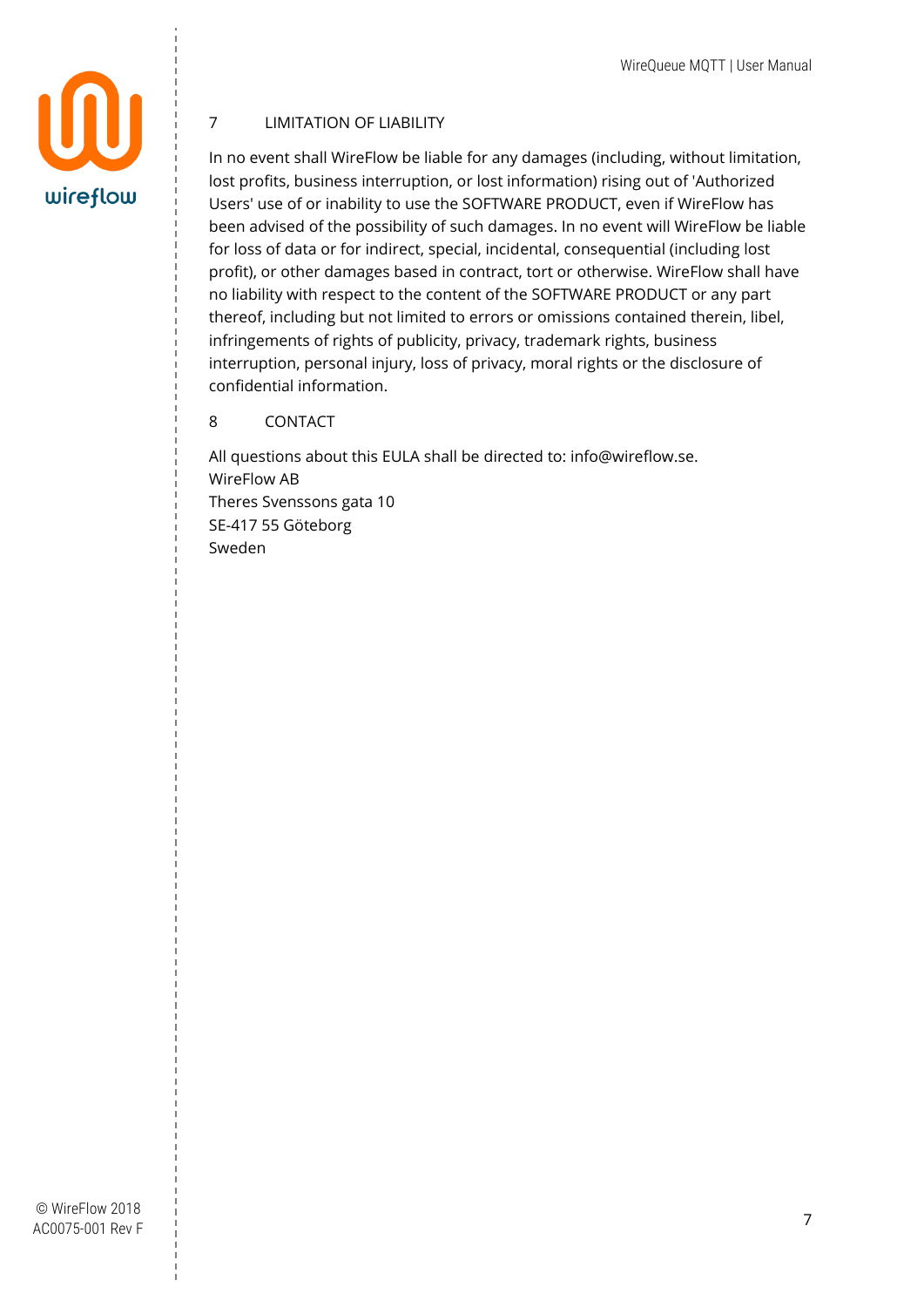## 7 LIMITATION OF LIABILITY

In no event shall WireFlow be liable for any damages (including, without limitation, lost profits, business interruption, or lost information) rising out of 'Authorized Users' use of or inability to use the SOFTWARE PRODUCT, even if WireFlow has been advised of the possibility of such damages. In no event will WireFlow be liable for loss of data or for indirect, special, incidental, consequential (including lost profit), or other damages based in contract, tort or otherwise. WireFlow shall have no liability with respect to the content of the SOFTWARE PRODUCT or any part thereof, including but not limited to errors or omissions contained therein, libel, infringements of rights of publicity, privacy, trademark rights, business interruption, personal injury, loss of privacy, moral rights or the disclosure of confidential information.

## 8 CONTACT

All questions about this EULA shall be directed to: info@wireflow.se.
WireFlow AB
Theres Svenssons gata 10
SE-417 55 Göteborg
Sweden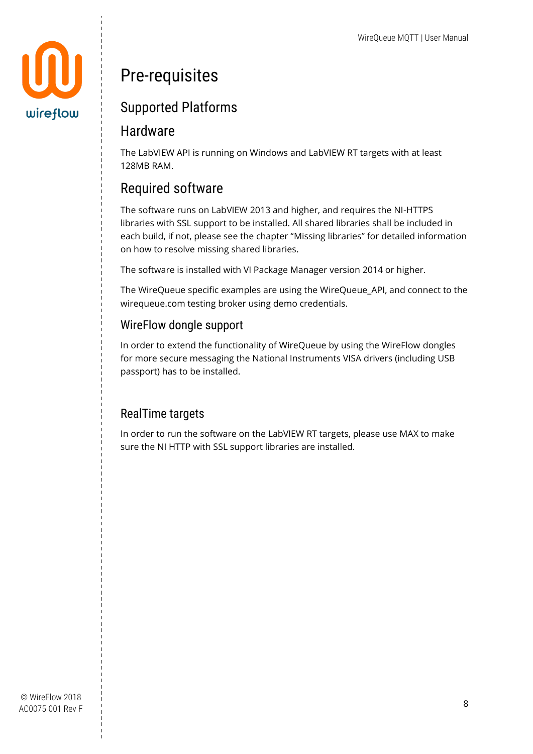# Pre-requisites

## Supported Platforms

## Hardware

The LabVIEW API is running on Windows and LabVIEW RT targets with at least 128MB RAM.

## Required software

The software runs on LabVIEW 2013 and higher, and requires the NI-HTTPS libraries with SSL support to be installed. All shared libraries shall be included in each build, if not, please see the chapter "Missing libraries" for detailed information on how to resolve missing shared libraries.

The software is installed with VI Package Manager version 2014 or higher.

The WireQueue specific examples are using the WireQueue_API, and connect to the wirequeue.com testing broker using demo credentials.

### WireFlow dongle support

In order to extend the functionality of WireQueue by using the WireFlow dongles for more secure messaging the National Instruments VISA drivers (including USB passport) has to be installed.

### RealTime targets

In order to run the software on the LabVIEW RT targets, please use MAX to make sure the NI HTTP with SSL support libraries are installed.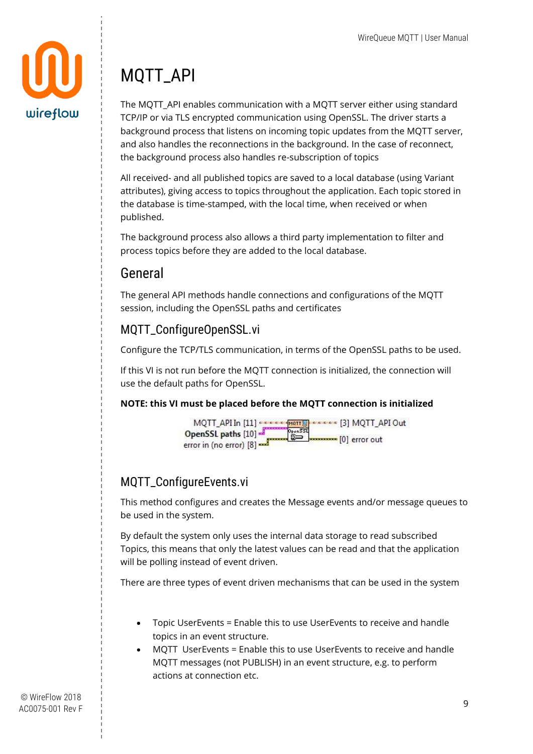# MQTT_API

The MQTT_API enables communication with a MQTT server either using standard TCP/IP or via TLS encrypted communication using OpenSSL. The driver starts a background process that listens on incoming topic updates from the MQTT server, and also handles the reconnections in the background. In the case of reconnect, the background process also handles re-subscription of topics

All received- and all published topics are saved to a local database (using Variant attributes), giving access to topics throughout the application. Each topic stored in the database is time-stamped, with the local time, when received or when published.

The background process also allows a third party implementation to filter and process topics before they are added to the local database.

## General

The general API methods handle connections and configurations of the MQTT session, including the OpenSSL paths and certificates

### MQTT_ConfigureOpenSSL.vi

Configure the TCP/TLS communication, in terms of the OpenSSL paths to be used.

If this VI is not run before the MQTT connection is initialized, the connection will use the default paths for OpenSSL.

**NOTE: this VI must be placed before the MQTT connection is initialized**

MQTT_API In [11]
**OpenSSL paths** [10]
error in (no error) [8]
[3] MQTT_API Out
[0] error out

### MQTT_ConfigureEvents.vi

This method configures and creates the Message events and/or message queues to be used in the system.

By default the system only uses the internal data storage to read subscribed Topics, this means that only the latest values can be read and that the application will be polling instead of event driven.

There are three types of event driven mechanisms that can be used in the system

- Topic UserEvents = Enable this to use UserEvents to receive and handle topics in an event structure.
- MQTT  UserEvents = Enable this to use UserEvents to receive and handle MQTT messages (not PUBLISH) in an event structure, e.g. to perform actions at connection etc.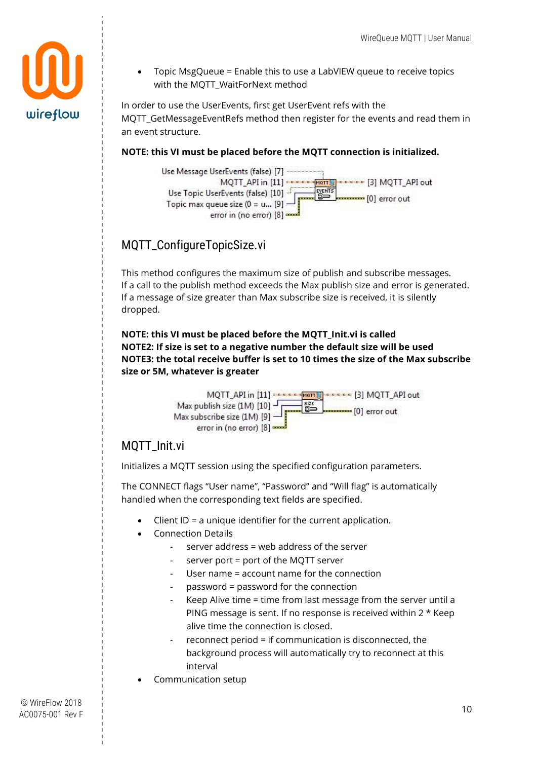- Topic MsgQueue = Enable this to use a LabVIEW queue to receive topics with the MQTT_WaitForNext method

In order to use the UserEvents, first get UserEvent refs with the MQTT_GetMessageEventRefs method then register for the events and read them in an event structure.

**NOTE: this VI must be placed before the MQTT connection is initialized.**

Use Message UserEvents (false) [7]
MQTT_API in [11]
Use Topic UserEvents (false) [10]
Topic max queue size (0 = u... [9]
error in (no error) [8]
[3] MQTT_API out
[0] error out

## MQTT_ConfigureTopicSize.vi

This method configures the maximum size of publish and subscribe messages.
If a call to the publish method exceeds the Max publish size and error is generated.
If a message of size greater than Max subscribe size is received, it is silently dropped.

**NOTE: this VI must be placed before the MQTT_Init.vi is called**
**NOTE2: If size is set to a negative number the default size will be used**
**NOTE3: the total receive buffer is set to 10 times the size of the Max subscribe size or 5M, whatever is greater**

MQTT_API in [11]
Max publish size (1M) [10]
Max subscribe size (1M) [9]
error in (no error) [8]
[3] MQTT_API out
[0] error out

## MQTT_Init.vi

Initializes a MQTT session using the specified configuration parameters.

The CONNECT flags "User name", "Password" and "Will flag" is automatically handled when the corresponding text fields are specified.

- Client ID = a unique identifier for the current application.
- Connection Details
  - server address = web address of the server
  - server port = port of the MQTT server
  - User name = account name for the connection
  - password = password for the connection
  - Keep Alive time = time from last message from the server until a PING message is sent. If no response is received within 2 * Keep alive time the connection is closed.
  - reconnect period = if communication is disconnected, the background process will automatically try to reconnect at this interval
- Communication setup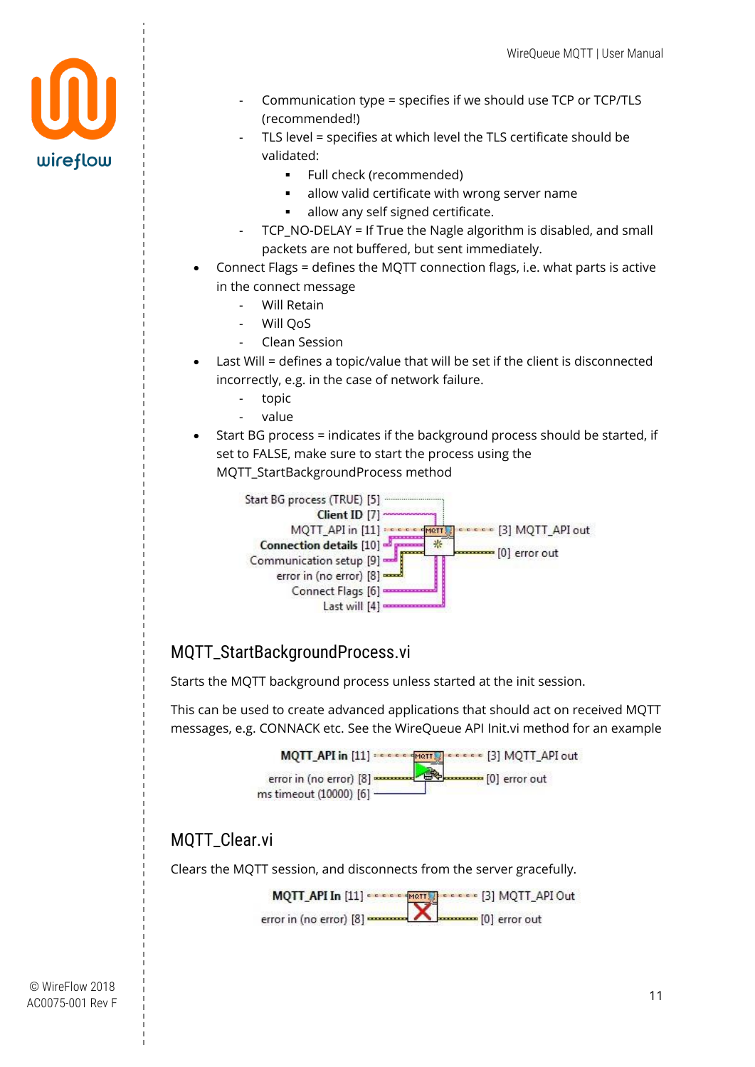- Communication type = specifies if we should use TCP or TCP/TLS (recommended!)
- TLS level = specifies at which level the TLS certificate should be validated:
  - Full check (recommended)
  - allow valid certificate with wrong server name
  - allow any self signed certificate.
- TCP_NO-DELAY = If True the Nagle algorithm is disabled, and small packets are not buffered, but sent immediately.

- Connect Flags = defines the MQTT connection flags, i.e. what parts is active in the connect message
  - Will Retain
  - Will QoS
  - Clean Session
- Last Will = defines a topic/value that will be set if the client is disconnected incorrectly, e.g. in the case of network failure.
  - topic
  - value
- Start BG process = indicates if the background process should be started, if set to FALSE, make sure to start the process using the MQTT_StartBackgroundProcess method

Start BG process (TRUE) [5]
**Client ID** [7]
MQTT_API in [11] → [3] MQTT_API out
**Connection details** [10] → [0] error out
Communication setup [9]
error in (no error) [8]
Connect Flags [6]
Last will [4]

## MQTT_StartBackgroundProcess.vi

Starts the MQTT background process unless started at the init session.

This can be used to create advanced applications that should act on received MQTT messages, e.g. CONNACK etc. See the WireQueue API Init.vi method for an example

**MQTT_API in** [11] → [3] MQTT_API out
error in (no error) [8] → [0] error out
ms timeout (10000) [6]

## MQTT_Clear.vi

Clears the MQTT session, and disconnects from the server gracefully.

**MQTT_API In** [11] → [3] MQTT_API Out
error in (no error) [8] → [0] error out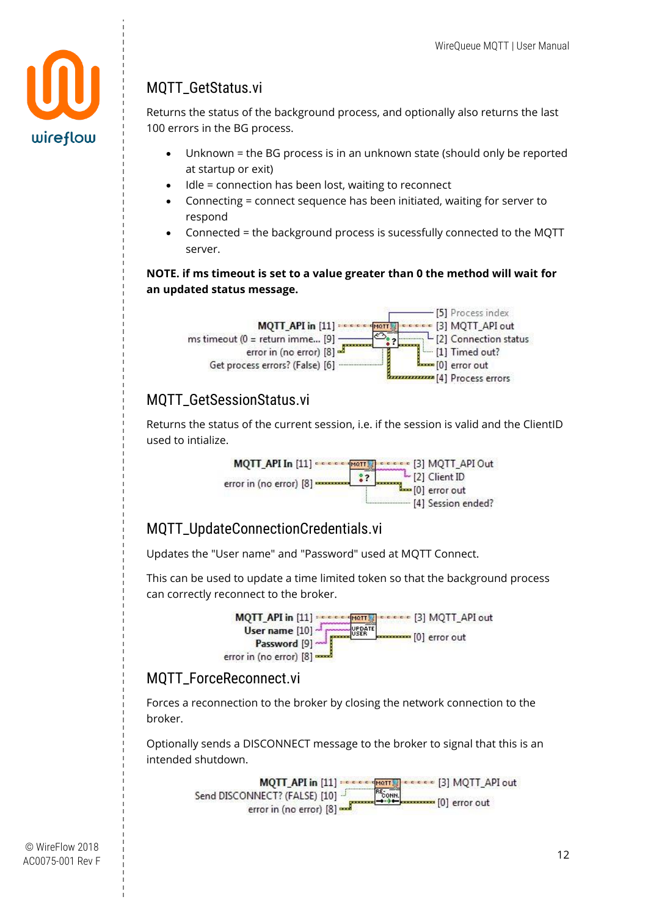## MQTT_GetStatus.vi

Returns the status of the background process, and optionally also returns the last 100 errors in the BG process.

- Unknown = the BG process is in an unknown state (should only be reported at startup or exit)
- Idle = connection has been lost, waiting to reconnect
- Connecting = connect sequence has been initiated, waiting for server to respond
- Connected = the background process is sucessfully connected to the MQTT server.

**NOTE. if ms timeout is set to a value greater than 0 the method will wait for an updated status message.**

MQTT_API in [11]
ms timeout (0 = return imme... [9]
error in (no error) [8]
Get process errors? (False) [6]

[5] Process index
[3] MQTT_API out
[2] Connection status
[1] Timed out?
[0] error out
[4] Process errors

## MQTT_GetSessionStatus.vi

Returns the status of the current session, i.e. if the session is valid and the ClientID used to intialize.

MQTT_API In [11]
error in (no error) [8]

[3] MQTT_API Out
[2] Client ID
[0] error out
[4] Session ended?

## MQTT_UpdateConnectionCredentials.vi

Updates the "User name" and "Password" used at MQTT Connect.

This can be used to update a time limited token so that the background process can correctly reconnect to the broker.

MQTT_API in [11]
User name [10]
Password [9]
error in (no error) [8]

[3] MQTT_API out
[0] error out

## MQTT_ForceReconnect.vi

Forces a reconnect to the broker by closing the network connection to the broker.

Optionally sends a DISCONNECT message to the broker to signal that this is an intended shutdown.

MQTT_API in [11]
Send DISCONNECT? (FALSE) [10]
error in (no error) [8]

[3] MQTT_API out
[0] error out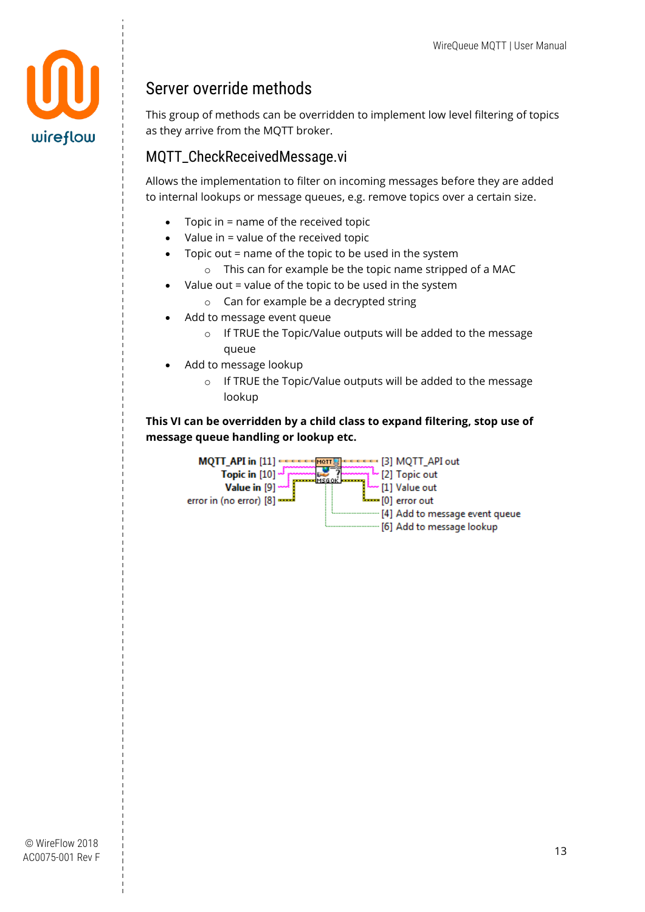## Server override methods

This group of methods can be overridden to implement low level filtering of topics as they arrive from the MQTT broker.

### MQTT_CheckReceivedMessage.vi

Allows the implementation to filter on incoming messages before they are added to internal lookups or message queues, e.g. remove topics over a certain size.

- Topic in = name of the received topic
- Value in = value of the received topic
- Topic out = name of the topic to be used in the system
    - This can for example be the topic name stripped of a MAC
- Value out = value of the topic to be used in the system
    - Can for example be a decrypted string
- Add to message event queue
    - If TRUE the Topic/Value outputs will be added to the message queue
- Add to message lookup
    - If TRUE the Topic/Value outputs will be added to the message lookup

**This VI can be overridden by a child class to expand filtering, stop use of message queue handling or lookup etc.**

MQTT_API in [11]
Topic in [10]
Value in [9]
error in (no error) [8]

[3] MQTT_API out
[2] Topic out
[1] Value out
[0] error out
[4] Add to message event queue
[6] Add to message lookup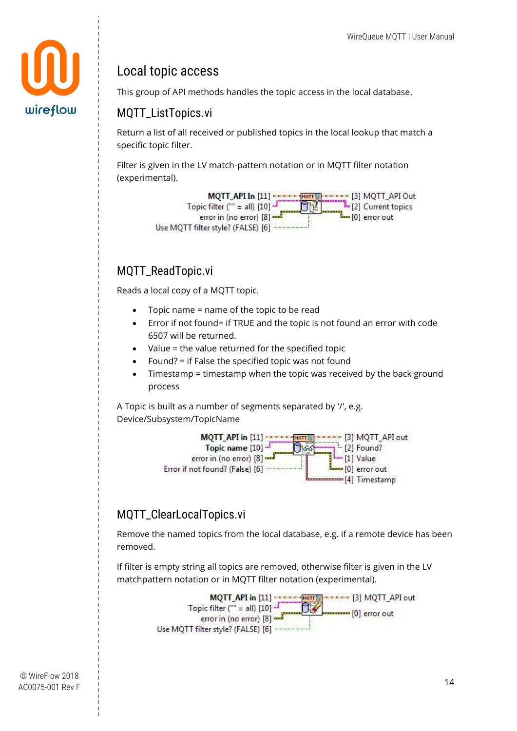## Local topic access

This group of API methods handles the topic access in the local database.

### MQTT_ListTopics.vi

Return a list of all received or published topics in the local lookup that match a specific topic filter.

Filter is given in the LV match-pattern notation or in MQTT filter notation (experimental).

MQTT_API In [11] — [3] MQTT_API Out
Topic filter ("" = all) [10] — [2] Current topics
error in (no error) [8] — [0] error out
Use MQTT filter style? (FALSE) [6]

### MQTT_ReadTopic.vi

Reads a local copy of a MQTT topic.

- Topic name = name of the topic to be read
- Error if not found= if TRUE and the topic is not found an error with code 6507 will be returned.
- Value = the value returned for the specified topic
- Found? = if False the specified topic was not found
- Timestamp = timestamp when the topic was received by the back ground process

A Topic is built as a number of segments separated by '/', e.g. Device/Subsystem/TopicName

MQTT_API in [11] — [3] MQTT_API out
Topic name [10] — [2] Found?
error in (no error) [8] — [1] Value
Error if not found? (False) [6] — [0] error out
[4] Timestamp

### MQTT_ClearLocalTopics.vi

Remove the named topics from the local database, e.g. if a remote device has been removed.

If filter is empty string all topics are removed, otherwise filter is given in the LV matchpattern notation or in MQTT filter notation (experimental).

MQTT_API in [11] — [3] MQTT_API out
Topic filter ("" = all) [10]
error in (no error) [8] — [0] error out
Use MQTT filter style? (FALSE) [6]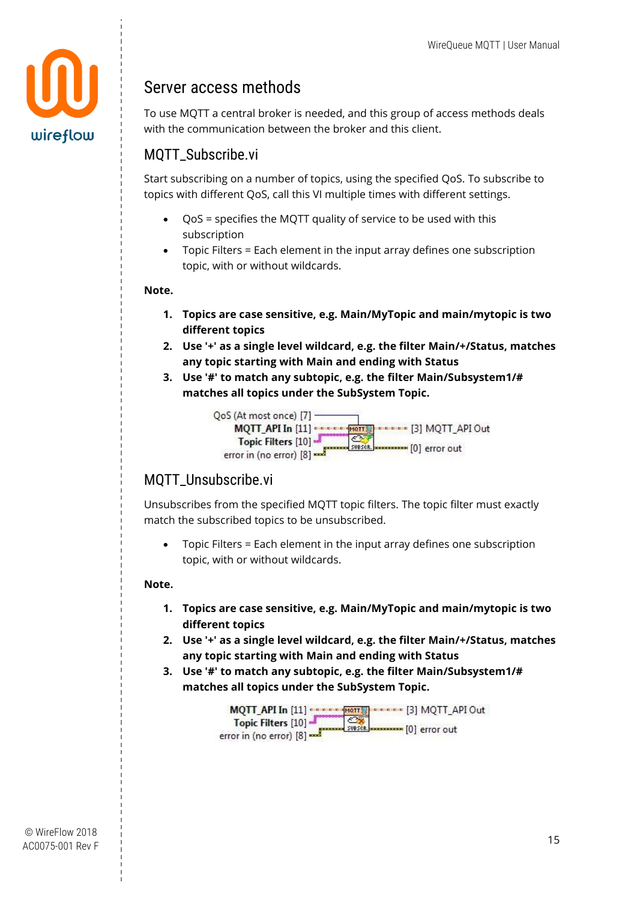## Server access methods

To use MQTT a central broker is needed, and this group of access methods deals with the communication between the broker and this client.

### MQTT_Subscribe.vi

Start subscribing on a number of topics, using the specified QoS. To subscribe to topics with different QoS, call this VI multiple times with different settings.

- QoS = specifies the MQTT quality of service to be used with this subscription
- Topic Filters = Each element in the input array defines one subscription topic, with or without wildcards.

**Note.**

1. **Topics are case sensitive, e.g. Main/MyTopic and main/mytopic is two different topics**
2. **Use '+' as a single level wildcard, e.g. the filter Main/+/Status, matches any topic starting with Main and ending with Status**
3. **Use '#' to match any subtopic, e.g. the filter Main/Subsystem1/# matches all topics under the SubSystem Topic.**

QoS (At most once) [7]
MQTT_API In [11]
Topic Filters [10]
error in (no error) [8]
[3] MQTT_API Out
[0] error out

### MQTT_Unsubscribe.vi

Unsubscribes from the specified MQTT topic filters. The topic filter must exactly match the subscribed topics to be unsubscribed.

- Topic Filters = Each element in the input array defines one subscription topic, with or without wildcards.

**Note.**

1. **Topics are case sensitive, e.g. Main/MyTopic and main/mytopic is two different topics**
2. **Use '+' as a single level wildcard, e.g. the filter Main/+/Status, matches any topic starting with Main and ending with Status**
3. **Use '#' to match any subtopic, e.g. the filter Main/Subsystem1/# matches all topics under the SubSystem Topic.**

MQTT_API In [11]
Topic Filters [10]
error in (no error) [8]
[3] MQTT_API Out
[0] error out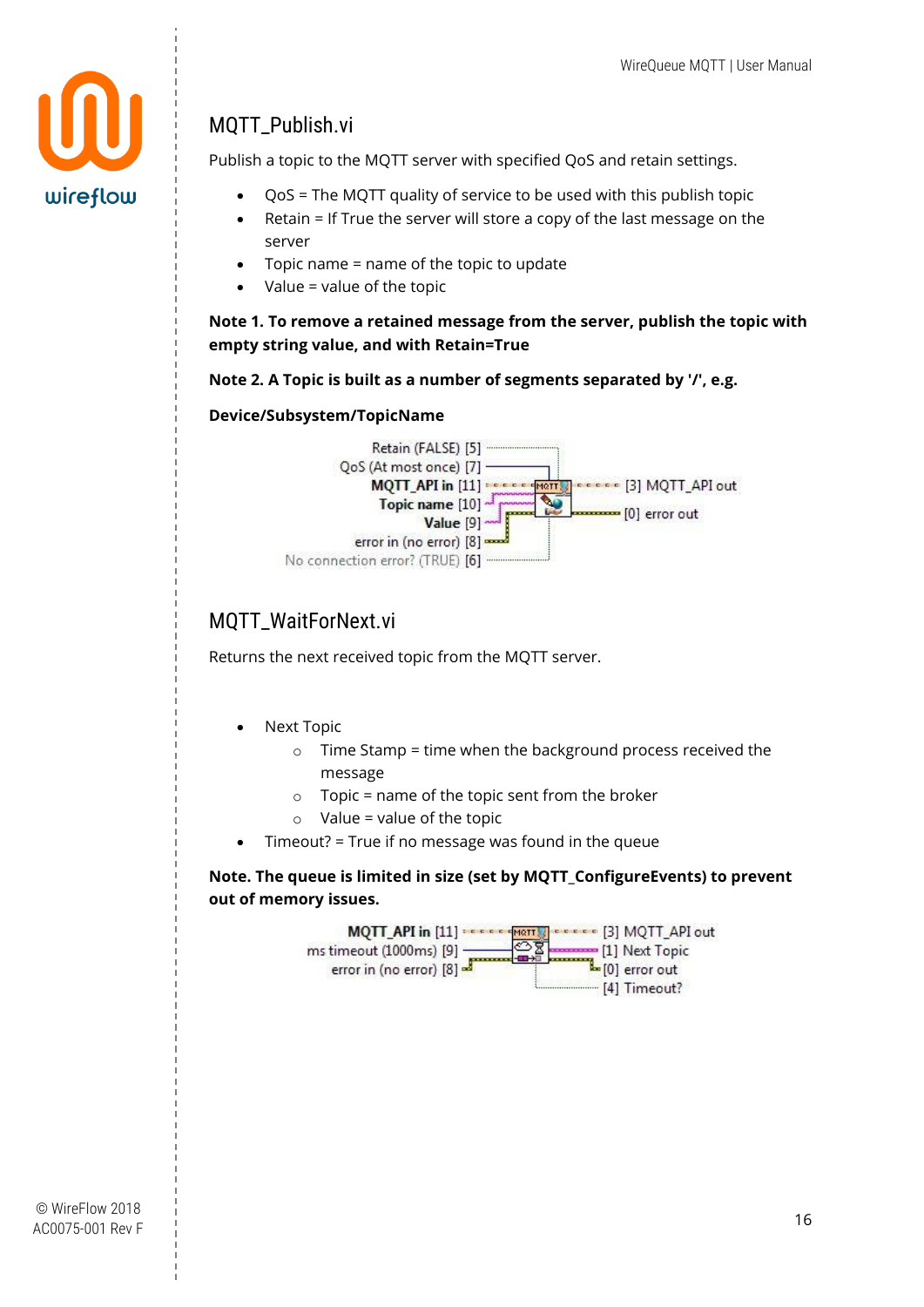## MQTT_Publish.vi

Publish a topic to the MQTT server with specified QoS and retain settings.

- QoS = The MQTT quality of service to be used with this publish topic
- Retain = If True the server will store a copy of the last message on the server
- Topic name = name of the topic to update
- Value = value of the topic

**Note 1. To remove a retained message from the server, publish the topic with empty string value, and with Retain=True**

**Note 2. A Topic is built as a number of segments separated by '/', e.g.**

**Device/Subsystem/TopicName**

Retain (FALSE) [5]
QoS (At most once) [7]
**MQTT_API in** [11]
**Topic name** [10]
**Value** [9]
error in (no error) [8]
No connection error? (TRUE) [6]
[3] MQTT_API out
[0] error out

## MQTT_WaitForNext.vi

Returns the next received topic from the MQTT server.

- Next Topic
  - Time Stamp = time when the background process received the message
  - Topic = name of the topic sent from the broker
  - Value = value of the topic
- Timeout? = True if no message was found in the queue

**Note. The queue is limited in size (set by MQTT_ConfigureEvents) to prevent out of memory issues.**

**MQTT_API in** [11]
ms timeout (1000ms) [9]
error in (no error) [8]
[3] MQTT_API out
[1] Next Topic
[0] error out
[4] Timeout?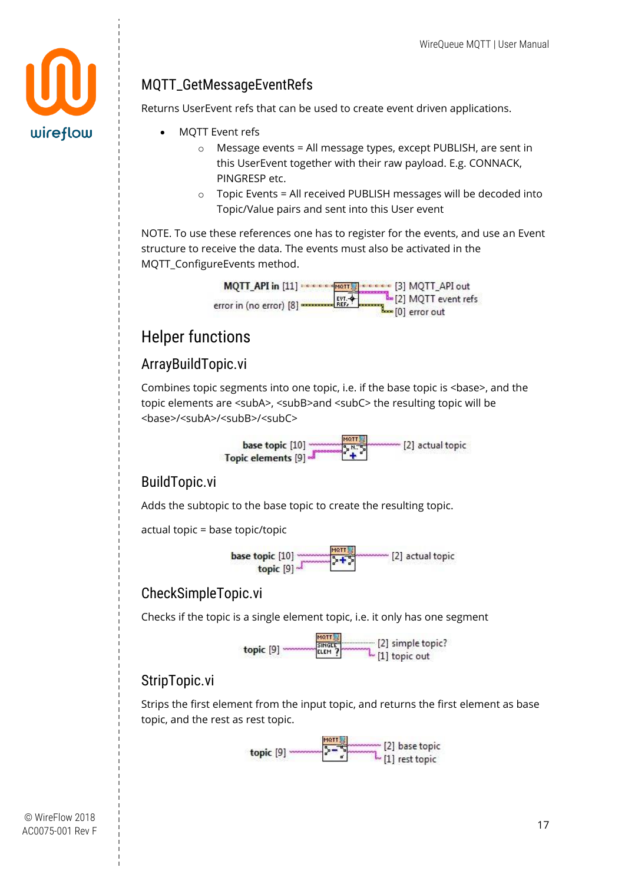## MQTT_GetMessageEventRefs

Returns UserEvent refs that can be used to create event driven applications.

- MQTT Event refs
  - Message events = All message types, except PUBLISH, are sent in this UserEvent together with their raw payload. E.g. CONNACK, PINGRESP etc.
  - Topic Events = All received PUBLISH messages will be decoded into Topic/Value pairs and sent into this User event

NOTE. To use these references one has to register for the events, and use an Event structure to receive the data. The events must also be activated in the MQTT_ConfigureEvents method.

**MQTT_API in** [11] → [3] MQTT_API out
error in (no error) [8] → [2] MQTT event refs
[0] error out

# Helper functions

## ArrayBuildTopic.vi

Combines topic segments into one topic, i.e. if the base topic is <base>, and the topic elements are <subA>, <subB>and <subC> the resulting topic will be <base>/<subA>/<subB>/<subC>

**base topic** [10] → [2] actual topic
**Topic elements** [9]

## BuildTopic.vi

Adds the subtopic to the base topic to create the resulting topic.

actual topic = base topic/topic

**base topic** [10] → [2] actual topic
**topic** [9]

## CheckSimpleTopic.vi

Checks if the topic is a single element topic, i.e. it only has one segment

**topic** [9] → [2] simple topic?
[1] topic out

## StripTopic.vi

Strips the first element from the input topic, and returns the first element as base topic, and the rest as rest topic.

**topic** [9] → [2] base topic
[1] rest topic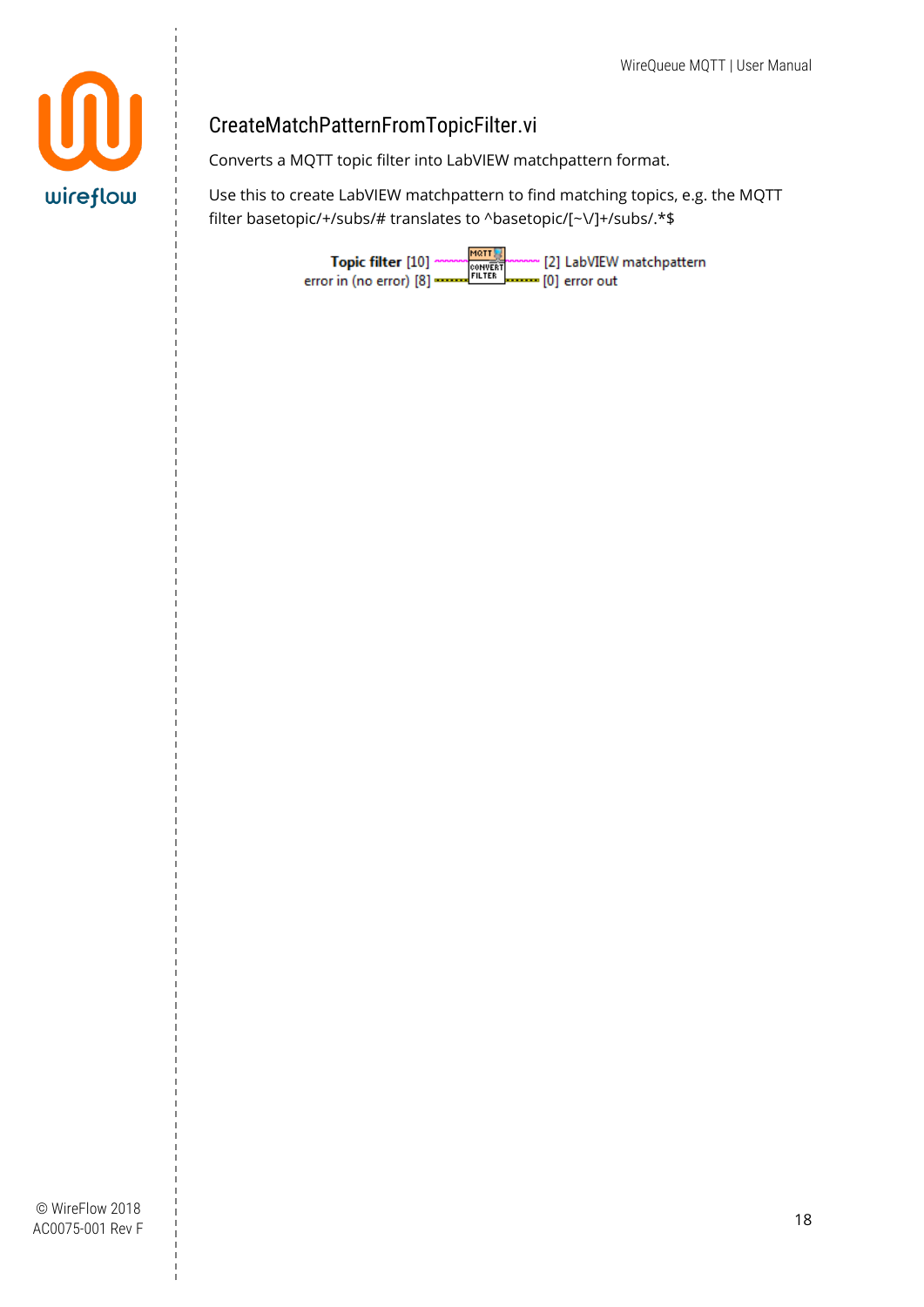## CreateMatchPatternFromTopicFilter.vi

Converts a MQTT topic filter into LabVIEW matchpattern format.

Use this to create LabVIEW matchpattern to find matching topics, e.g. the MQTT filter basetopic/+/subs/# translates to ^basetopic/[~\/]+/subs/.*$

**Topic filter** [10] → [2] LabVIEW matchpattern
error in (no error) [8] → [0] error out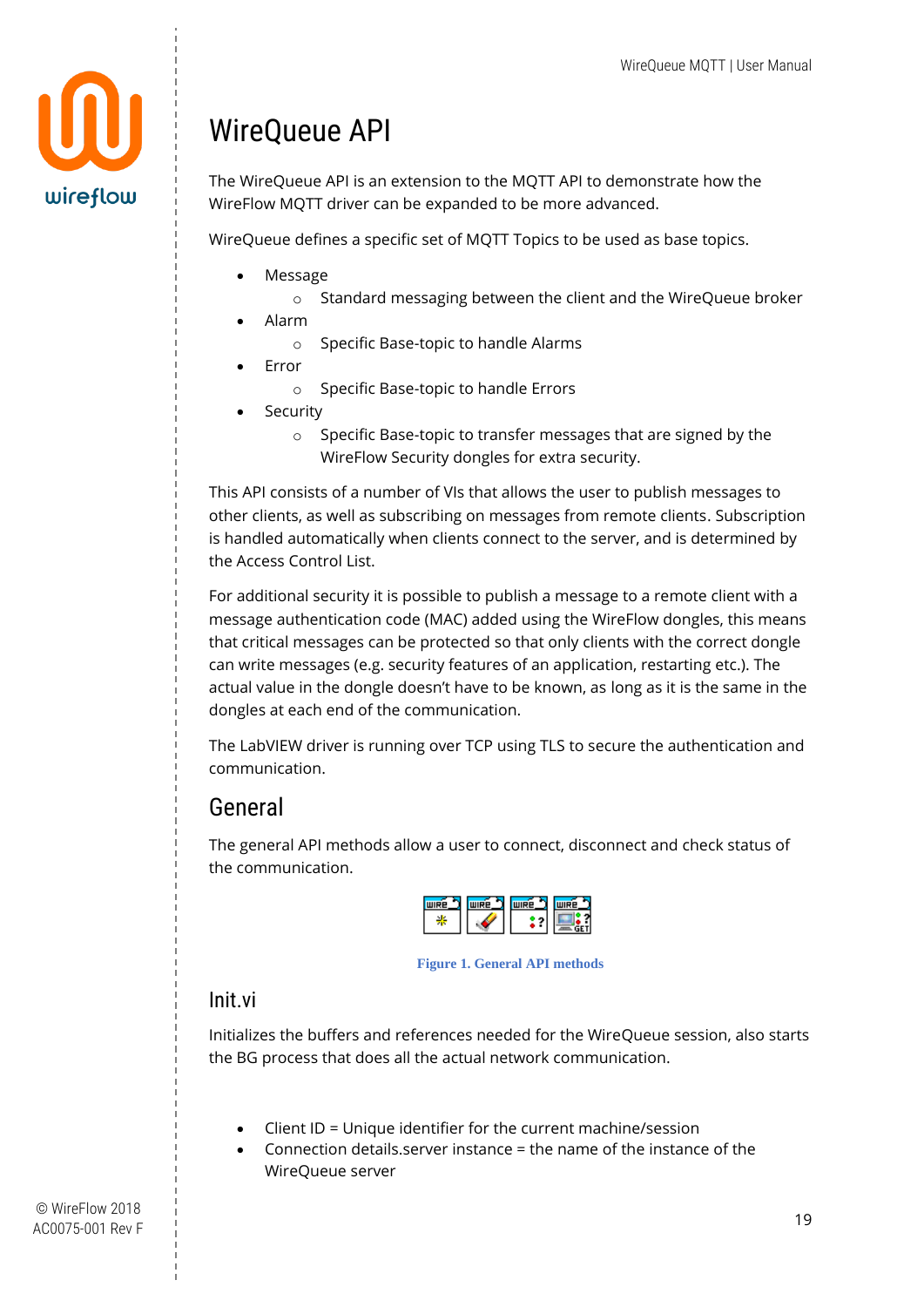# WireQueue API

The WireQueue API is an extension to the MQTT API to demonstrate how the WireFlow MQTT driver can be expanded to be more advanced.

WireQueue defines a specific set of MQTT Topics to be used as base topics.

- Message
  - Standard messaging between the client and the WireQueue broker
- Alarm
  - Specific Base-topic to handle Alarms
- Error
  - Specific Base-topic to handle Errors
- Security
  - Specific Base-topic to transfer messages that are signed by the WireFlow Security dongles for extra security.

This API consists of a number of VIs that allows the user to publish messages to other clients, as well as subscribing on messages from remote clients. Subscription is handled automatically when clients connect to the server, and is determined by the Access Control List.

For additional security it is possible to publish a message to a remote client with a message authentication code (MAC) added using the WireFlow dongles, this means that critical messages can be protected so that only clients with the correct dongle can write messages (e.g. security features of an application, restarting etc.). The actual value in the dongle doesn't have to be known, as long as it is the same in the dongles at each end of the communication.

The LabVIEW driver is running over TCP using TLS to secure the authentication and communication.

## General

The general API methods allow a user to connect, disconnect and check status of the communication.

Figure 1. General API methods

### Init.vi

Initializes the buffers and references needed for the WireQueue session, also starts the BG process that does all the actual network communication.

- Client ID = Unique identifier for the current machine/session
- Connection details.server instance = the name of the instance of the WireQueue server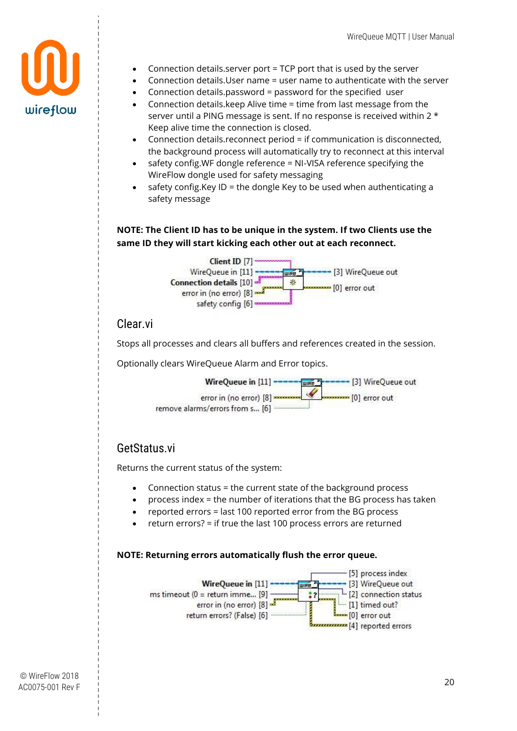- Connection details.server port = TCP port that is used by the server
- Connection details.User name = user name to authenticate with the server
- Connection details.password = password for the specified user
- Connection details.keep Alive time = time from last message from the server until a PING message is sent. If no response is received within 2 * Keep alive time the connection is closed.
- Connection details.reconnect period = if communication is disconnected, the background process will automatically try to reconnect at this interval
- safety config.WF dongle reference = NI-VISA reference specifying the WireFlow dongle used for safety messaging
- safety config.Key ID = the dongle Key to be used when authenticating a safety message

**NOTE: The Client ID has to be unique in the system. If two Clients use the same ID they will start kicking each other out at each reconnect.**

## Clear.vi

Stops all processes and clears all buffers and references created in the session.

Optionally clears WireQueue Alarm and Error topics.

## GetStatus.vi

Returns the current status of the system:

- Connection status = the current state of the background process
- process index = the number of iterations that the BG process has taken
- reported errors = last 100 reported error from the BG process
- return errors? = if true the last 100 process errors are returned

**NOTE: Returning errors automatically flush the error queue.**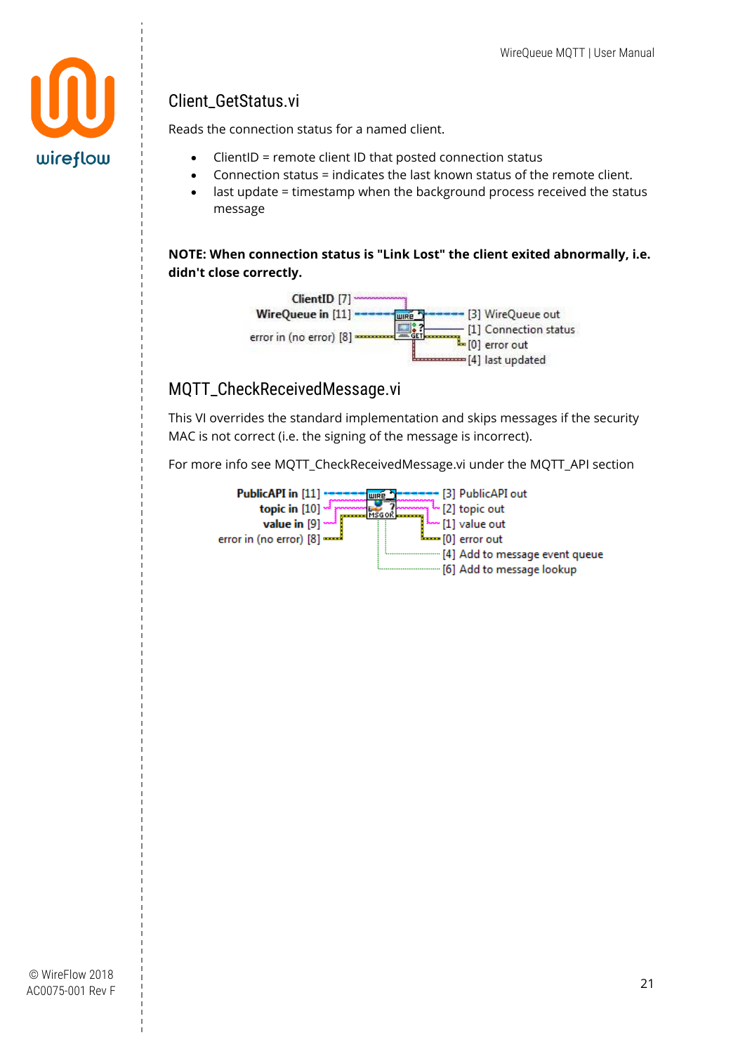## Client_GetStatus.vi

Reads the connection status for a named client.

- ClientID = remote client ID that posted connection status
- Connection status = indicates the last known status of the remote client.
- last update = timestamp when the background process received the status message

**NOTE: When connection status is "Link Lost" the client exited abnormally, i.e. didn't close correctly.**

ClientID [7]
WireQueue in [11]
error in (no error) [8]
[3] WireQueue out
[1] Connection status
[0] error out
[4] last updated

## MQTT_CheckReceivedMessage.vi

This VI overrides the standard implementation and skips messages if the security MAC is not correct (i.e. the signing of the message is incorrect).

For more info see MQTT_CheckReceivedMessage.vi under the MQTT_API section

PublicAPI in [11]
topic in [10]
value in [9]
error in (no error) [8]
[3] PublicAPI out
[2] topic out
[1] value out
[0] error out
[4] Add to message event queue
[6] Add to message lookup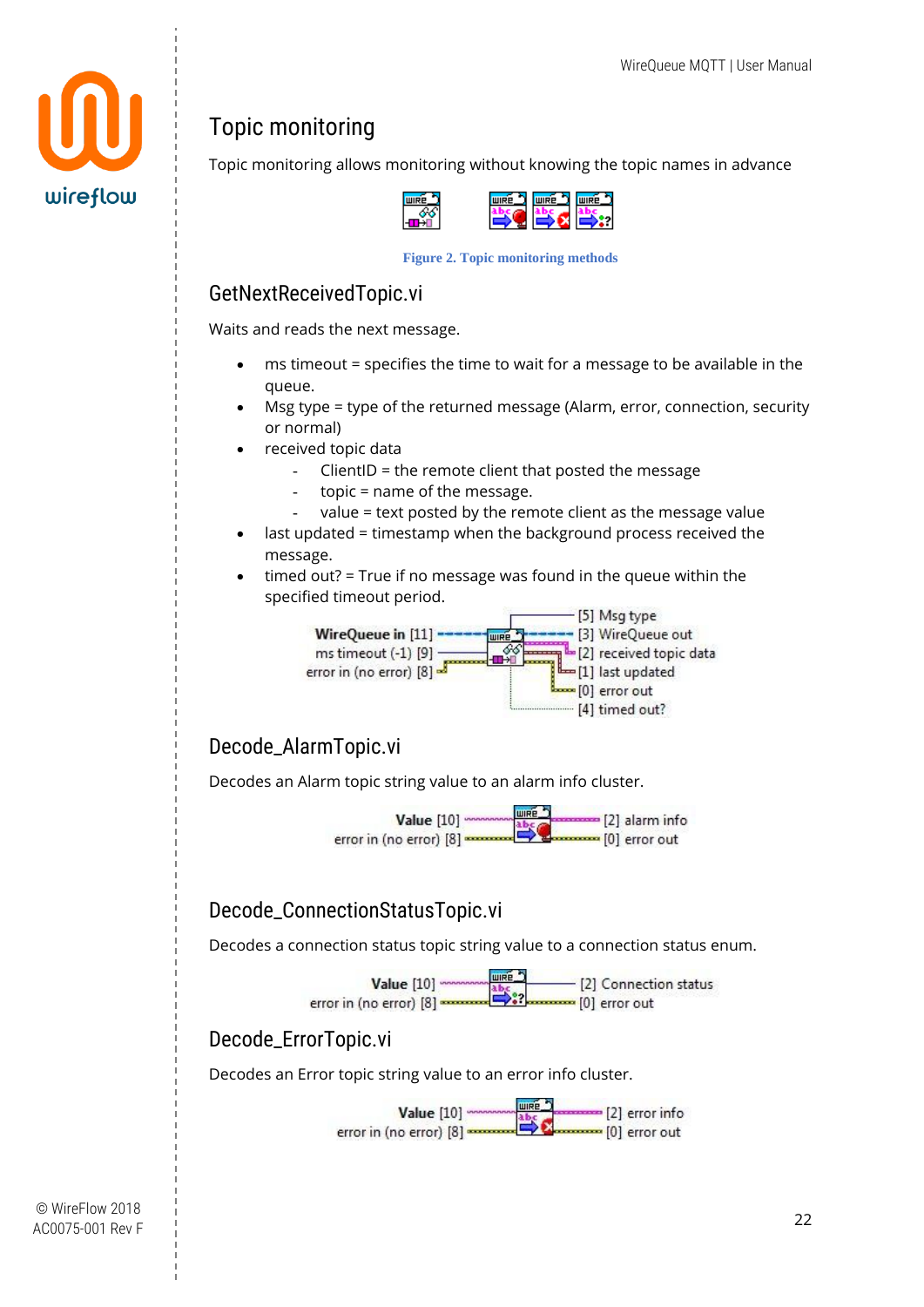# Topic monitoring

Topic monitoring allows monitoring without knowing the topic names in advance

Figure 2. Topic monitoring methods

## GetNextReceivedTopic.vi

Waits and reads the next message.

- ms timeout = specifies the time to wait for a message to be available in the queue.
- Msg type = type of the returned message (Alarm, error, connection, security or normal)
- received topic data
  - ClientID = the remote client that posted the message
  - topic = name of the message.
  - value = text posted by the remote client as the message value
- last updated = timestamp when the background process received the message.
- timed out? = True if no message was found in the queue within the specified timeout period.

WireQueue in [11]
ms timeout (-1) [9]
error in (no error) [8]
[5] Msg type
[3] WireQueue out
[2] received topic data
[1] last updated
[0] error out
[4] timed out?

## Decode_AlarmTopic.vi

Decodes an Alarm topic string value to an alarm info cluster.

Value [10]
error in (no error) [8]
[2] alarm info
[0] error out

## Decode_ConnectionStatusTopic.vi

Decodes a connection status topic string value to a connection status enum.

Value [10]
error in (no error) [8]
[2] Connection status
[0] error out

## Decode_ErrorTopic.vi

Decodes an Error topic string value to an error info cluster.

Value [10]
error in (no error) [8]
[2] error info
[0] error out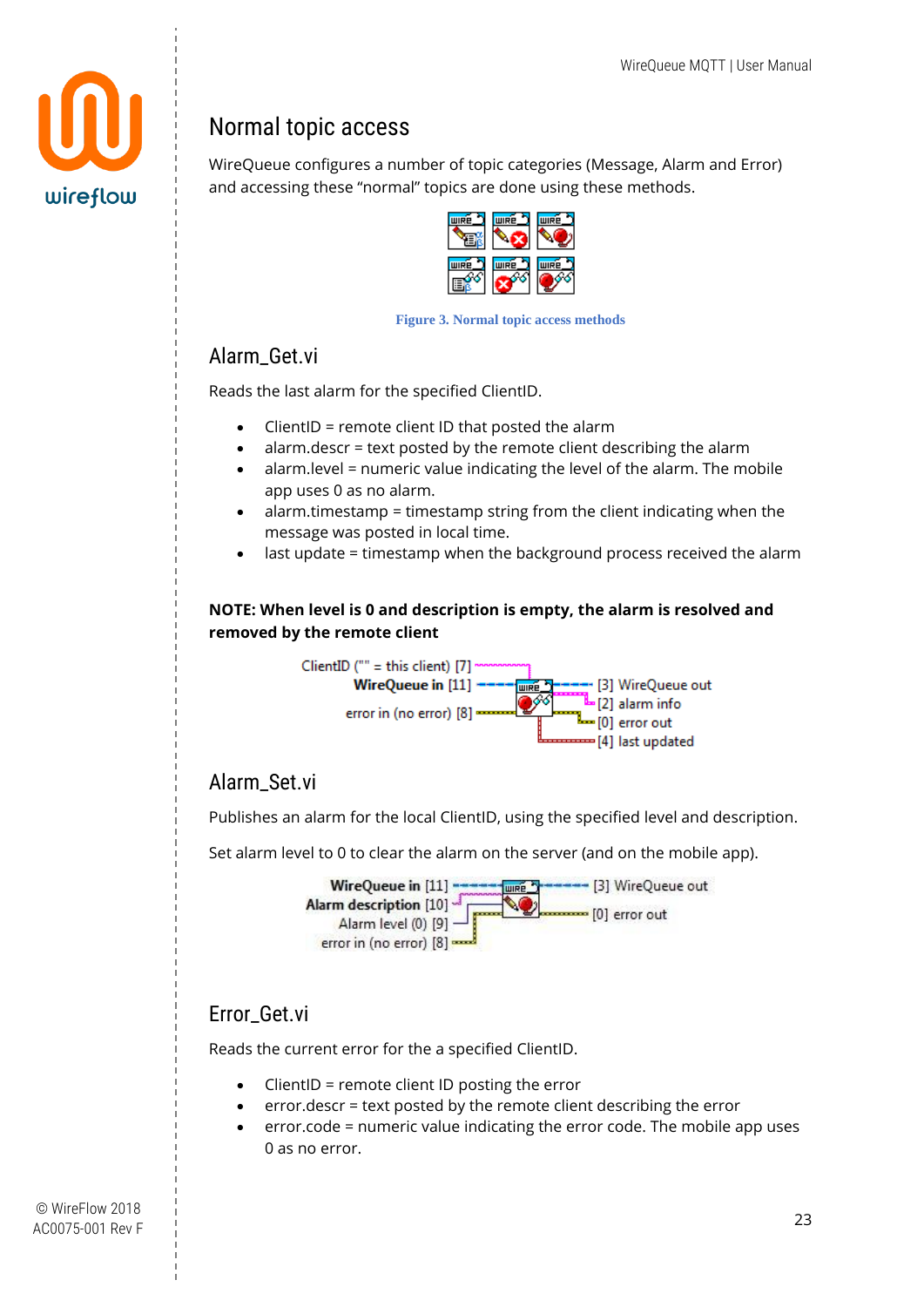# Normal topic access

WireQueue configures a number of topic categories (Message, Alarm and Error) and accessing these "normal" topics are done using these methods.

Figure 3. Normal topic access methods

## Alarm_Get.vi

Reads the last alarm for the specified ClientID.

- ClientID = remote client ID that posted the alarm
- alarm.descr = text posted by the remote client describing the alarm
- alarm.level = numeric value indicating the level of the alarm. The mobile app uses 0 as no alarm.
- alarm.timestamp = timestamp string from the client indicating when the message was posted in local time.
- last update = timestamp when the background process received the alarm

**NOTE: When level is 0 and description is empty, the alarm is resolved and removed by the remote client**

ClientID ("" = this client) [7]
WireQueue in [11]
error in (no error) [8]
[3] WireQueue out
[2] alarm info
[0] error out
[4] last updated

## Alarm_Set.vi

Publishes an alarm for the local ClientID, using the specified level and description.

Set alarm level to 0 to clear the alarm on the server (and on the mobile app).

WireQueue in [11]
Alarm description [10]
Alarm level (0) [9]
error in (no error) [8]
[3] WireQueue out
[0] error out

## Error_Get.vi

Reads the current error for the a specified ClientID.

- ClientID = remote client ID posting the error
- error.descr = text posted by the remote client describing the error
- error.code = numeric value indicating the error code. The mobile app uses 0 as no error.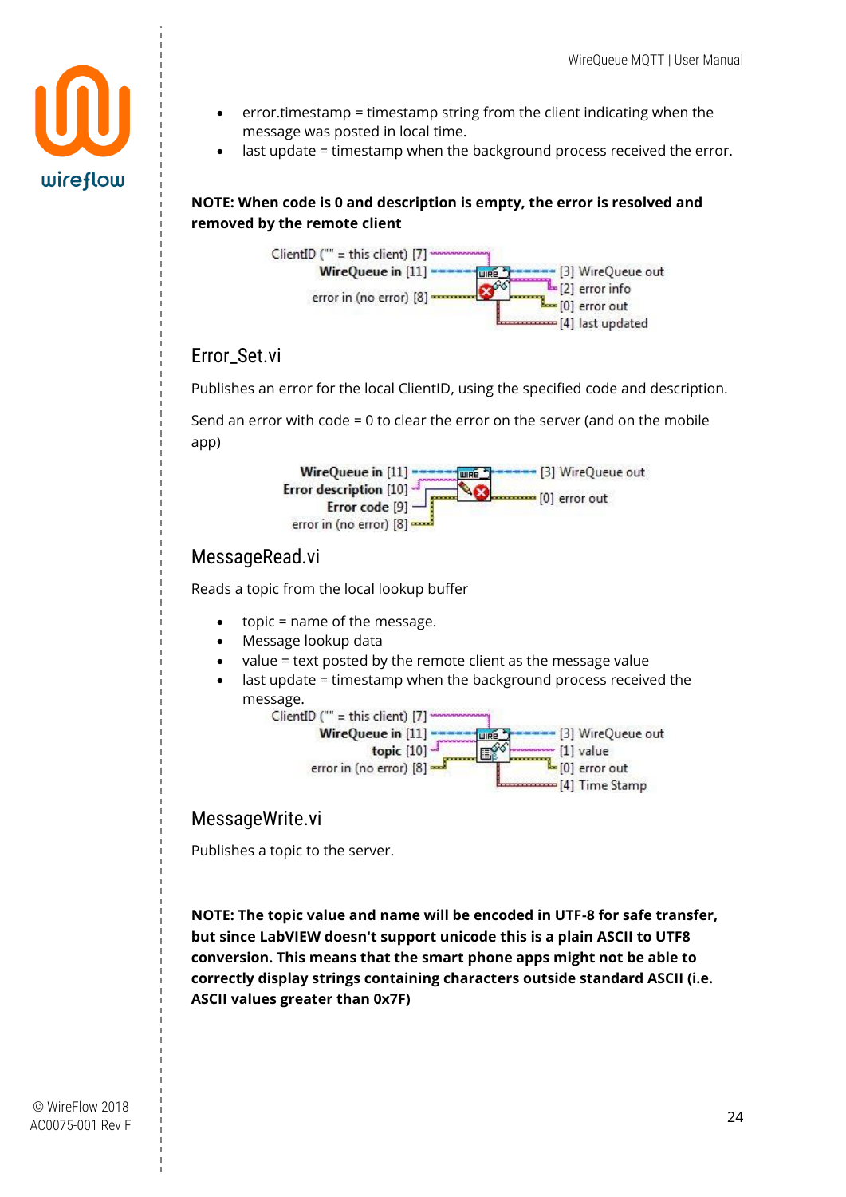- error.timestamp = timestamp string from the client indicating when the message was posted in local time.
- last update = timestamp when the background process received the error.

**NOTE: When code is 0 and description is empty, the error is resolved and removed by the remote client**

ClientID ("" = this client) [7]
**WireQueue in** [11]
error in (no error) [8]
[3] WireQueue out
[2] error info
[0] error out
[4] last updated

## Error_Set.vi

Publishes an error for the local ClientID, using the specified code and description.

Send an error with code = 0 to clear the error on the server (and on the mobile app)

**WireQueue in** [11]
**Error description** [10]
**Error code** [9]
error in (no error) [8]
[3] WireQueue out
[0] error out

## MessageRead.vi

Reads a topic from the local lookup buffer

- topic = name of the message.
- Message lookup data
- value = text posted by the remote client as the message value
- last update = timestamp when the background process received the message.

ClientID ("" = this client) [7]
**WireQueue in** [11]
**topic** [10]
error in (no error) [8]
[3] WireQueue out
[1] value
[0] error out
[4] Time Stamp

## MessageWrite.vi

Publishes a topic to the server.

**NOTE: The topic value and name will be encoded in UTF-8 for safe transfer, but since LabVIEW doesn't support unicode this is a plain ASCII to UTF8 conversion. This means that the smart phone apps might not be able to correctly display strings containing characters outside standard ASCII (i.e. ASCII values greater than 0x7F)**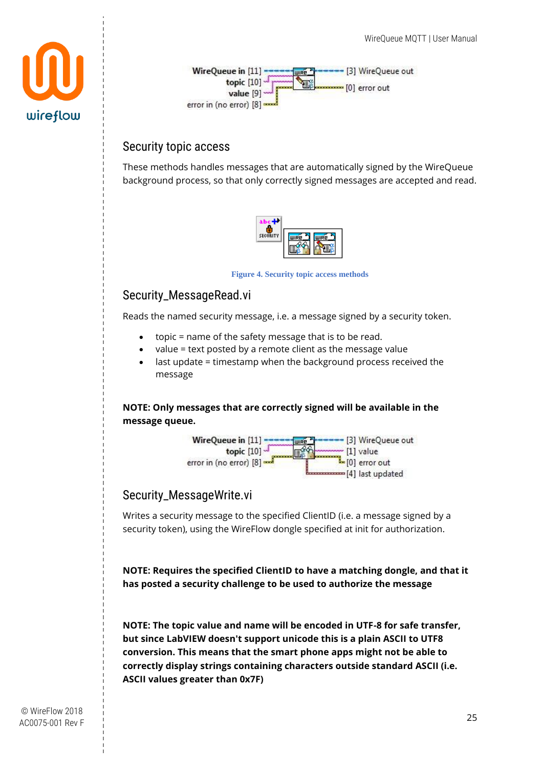WireQueue in [11] → [3] WireQueue out
topic [10]
value [9] → [0] error out
error in (no error) [8]

## Security topic access

These methods handles messages that are automatically signed by the WireQueue background process, so that only correctly signed messages are accepted and read.

Figure 4. Security topic access methods

## Security_MessageRead.vi

Reads the named security message, i.e. a message signed by a security token.

- topic = name of the safety message that is to be read.
- value = text posted by a remote client as the message value
- last update = timestamp when the background process received the message

**NOTE: Only messages that are correctly signed will be available in the message queue.**

WireQueue in [11] → [3] WireQueue out
topic [10] → [1] value
error in (no error) [8] → [0] error out
[4] last updated

## Security_MessageWrite.vi

Writes a security message to the specified ClientID (i.e. a message signed by a security token), using the WireFlow dongle specified at init for authorization.

**NOTE: Requires the specified ClientID to have a matching dongle, and that it has posted a security challenge to be used to authorize the message**

**NOTE: The topic value and name will be encoded in UTF-8 for safe transfer, but since LabVIEW doesn't support unicode this is a plain ASCII to UTF8 conversion. This means that the smart phone apps might not be able to correctly display strings containing characters outside standard ASCII (i.e. ASCII values greater than 0x7F)**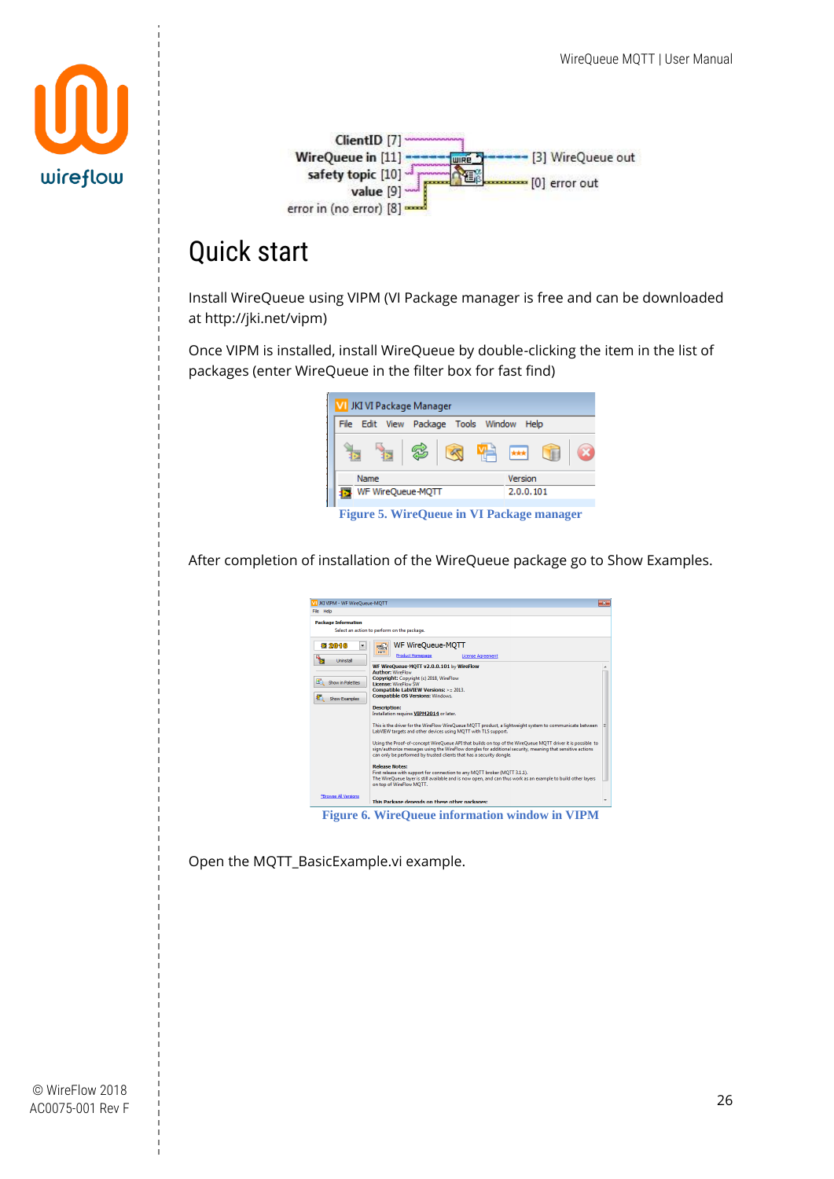# Quick start

Install WireQueue using VIPM (VI Package manager is free and can be downloaded at http://jki.net/vipm)

Once VIPM is installed, install WireQueue by double-clicking the item in the list of packages (enter WireQueue in the filter box for fast find)

Figure 5. WireQueue in VI Package manager

After completion of installation of the WireQueue package go to Show Examples.

Figure 6. WireQueue information window in VIPM

Open the MQTT_BasicExample.vi example.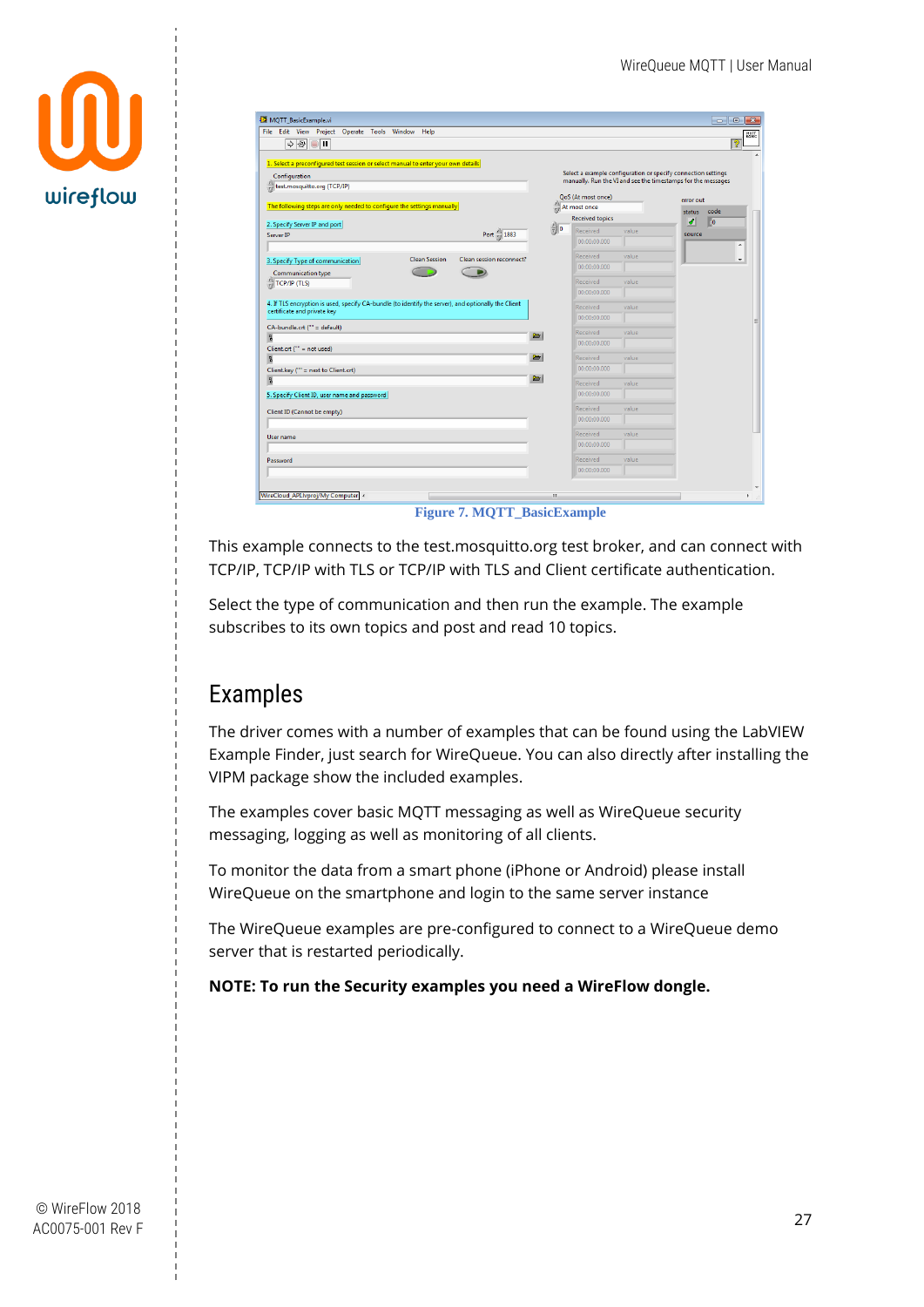Figure 7. MQTT_BasicExample

This example connects to the test.mosquitto.org test broker, and can connect with TCP/IP, TCP/IP with TLS or TCP/IP with TLS and Client certificate authentication.

Select the type of communication and then run the example. The example subscribes to its own topics and post and read 10 topics.

## Examples

The driver comes with a number of examples that can be found using the LabVIEW Example Finder, just search for WireQueue. You can also directly after installing the VIPM package show the included examples.

The examples cover basic MQTT messaging as well as WireQueue security messaging, logging as well as monitoring of all clients.

To monitor the data from a smart phone (iPhone or Android) please install WireQueue on the smartphone and login to the same server instance

The WireQueue examples are pre-configured to connect to a WireQueue demo server that is restarted periodically.

**NOTE: To run the Security examples you need a WireFlow dongle.**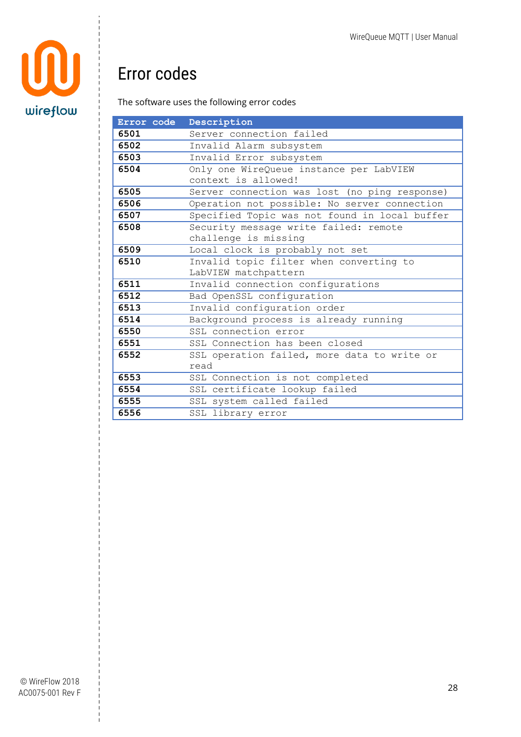# Error codes

The software uses the following error codes

| Error code | Description |
|---|---|
| 6501 | Server connection failed |
| 6502 | Invalid Alarm subsystem |
| 6503 | Invalid Error subsystem |
| 6504 | Only one WireQueue instance per LabVIEW context is allowed! |
| 6505 | Server connection was lost (no ping response) |
| 6506 | Operation not possible: No server connection |
| 6507 | Specified Topic was not found in local buffer |
| 6508 | Security message write failed: remote challenge is missing |
| 6509 | Local clock is probably not set |
| 6510 | Invalid topic filter when converting to LabVIEW matchpattern |
| 6511 | Invalid connection configurations |
| 6512 | Bad OpenSSL configuration |
| 6513 | Invalid configuration order |
| 6514 | Background process is already running |
| 6550 | SSL connection error |
| 6551 | SSL Connection has been closed |
| 6552 | SSL operation failed, more data to write or read |
| 6553 | SSL Connection is not completed |
| 6554 | SSL certificate lookup failed |
| 6555 | SSL system called failed |
| 6556 | SSL library error |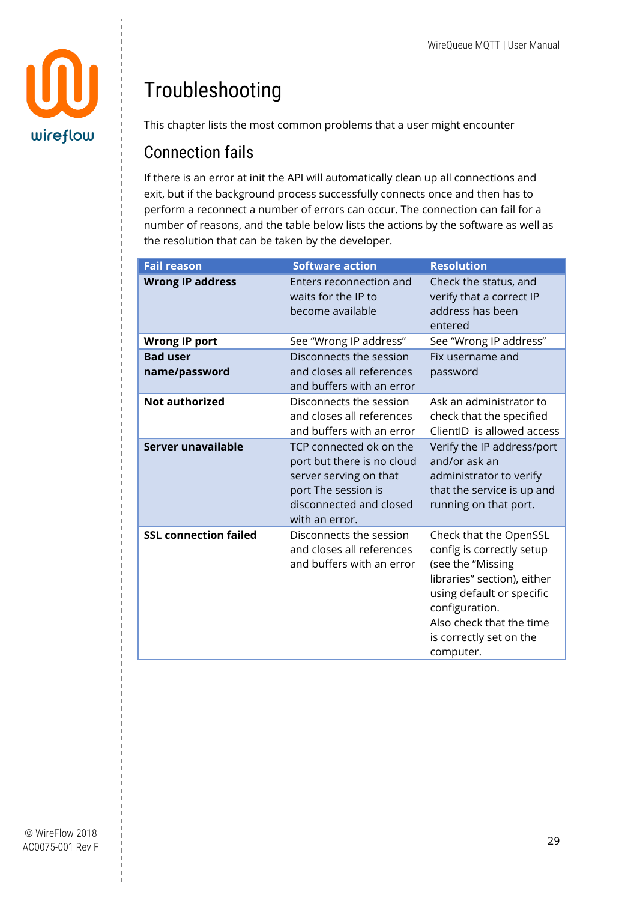# Troubleshooting

This chapter lists the most common problems that a user might encounter

## Connection fails

If there is an error at init the API will automatically clean up all connections and exit, but if the background process successfully connects once and then has to perform a reconnect a number of errors can occur. The connection can fail for a number of reasons, and the table below lists the actions by the software as well as the resolution that can be taken by the developer.

| Fail reason | Software action | Resolution |
|---|---|---|
| **Wrong IP address** | Enters reconnection and waits for the IP to become available | Check the status, and verify that a correct IP address has been entered |
| **Wrong IP port** | See "Wrong IP address" | See "Wrong IP address" |
| **Bad user name/password** | Disconnects the session and closes all references and buffers with an error | Fix username and password |
| **Not authorized** | Disconnects the session and closes all references and buffers with an error | Ask an administrator to check that the specified ClientID is allowed access |
| **Server unavailable** | TCP connected ok on the port but there is no cloud server serving on that port The session is disconnected and closed with an error. | Verify the IP address/port and/or ask an administrator to verify that the service is up and running on that port. |
| **SSL connection failed** | Disconnects the session and closes all references and buffers with an error | Check that the OpenSSL config is correctly setup (see the "Missing libraries" section), either using default or specific configuration. Also check that the time is correctly set on the computer. |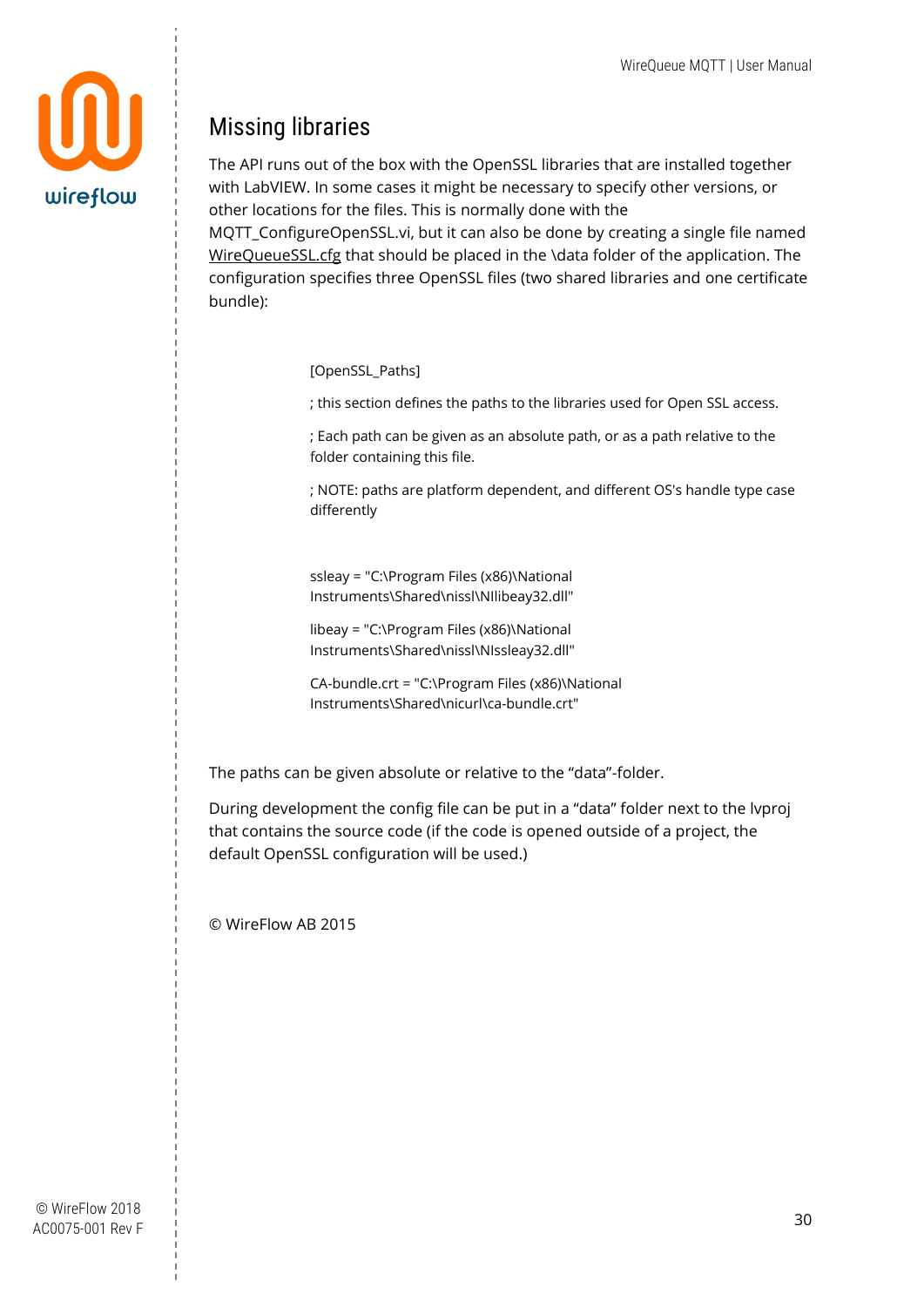## Missing libraries

The API runs out of the box with the OpenSSL libraries that are installed together with LabVIEW. In some cases it might be necessary to specify other versions, or other locations for the files. This is normally done with the MQTT_ConfigureOpenSSL.vi, but it can also be done by creating a single file named WireQueueSSL.cfg that should be placed in the \data folder of the application. The configuration specifies three OpenSSL files (two shared libraries and one certificate bundle):

```
[OpenSSL_Paths]

; this section defines the paths to the libraries used for Open SSL access.

; Each path can be given as an absolute path, or as a path relative to the folder containing this file.

; NOTE: paths are platform dependent, and different OS's handle type case differently


ssleay = "C:\Program Files (x86)\National Instruments\Shared\nissl\NIlibeay32.dll"

libeay = "C:\Program Files (x86)\National Instruments\Shared\nissl\NIssleay32.dll"

CA-bundle.crt = "C:\Program Files (x86)\National Instruments\Shared\nicurl\ca-bundle.crt"
```

The paths can be given absolute or relative to the “data”-folder.

During development the config file can be put in a “data” folder next to the lvproj that contains the source code (if the code is opened outside of a project, the default OpenSSL configuration will be used.)

© WireFlow AB 2015